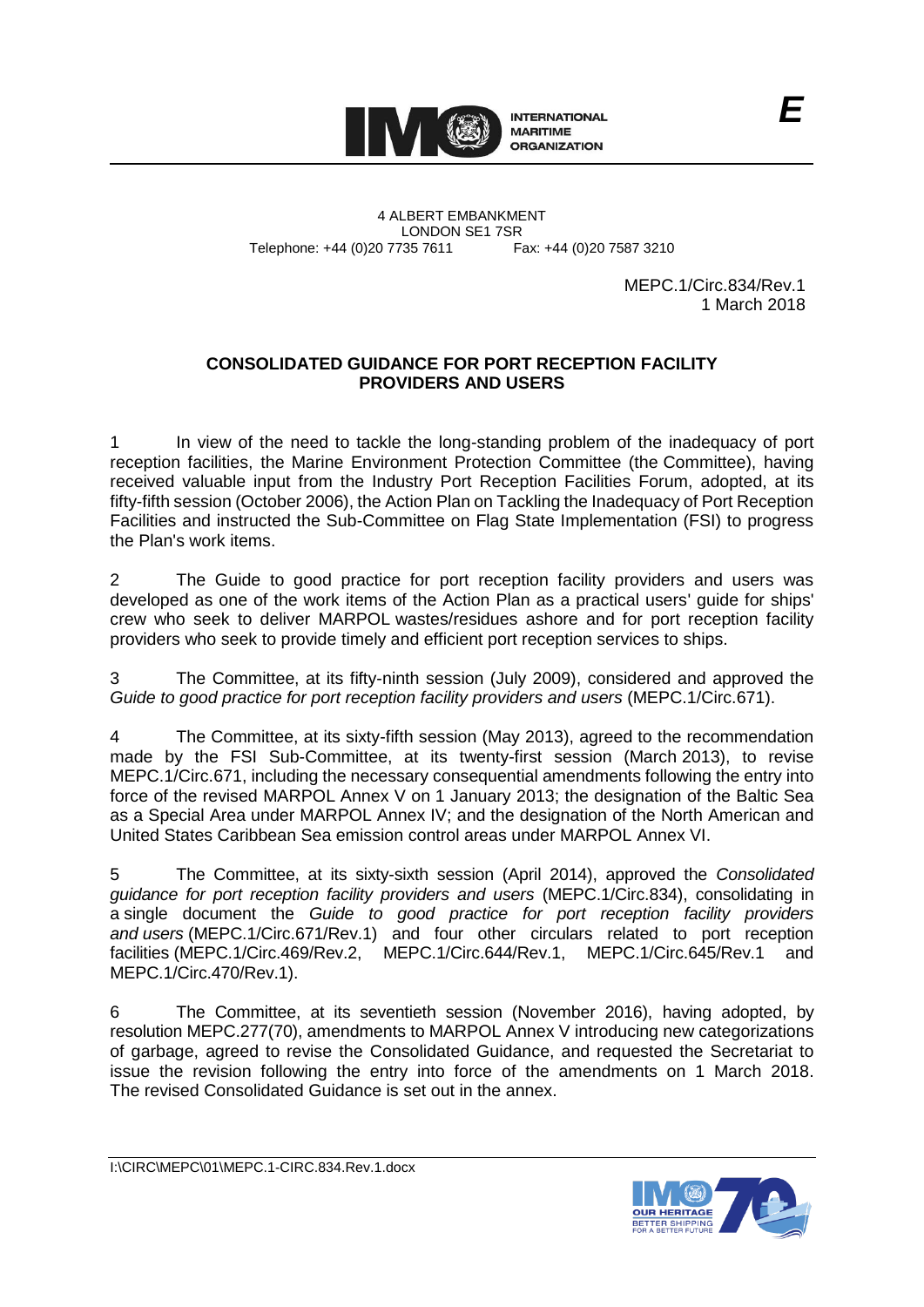INTERNATIONAL MARITIME ORGANIZATION

4 ALBERT EMBANKMENT
LONDON SE1 7SR
Telephone: +44 (0)20 7735 7611 Fax: +44 (0)20 7587 3210

MEPC.1/Circ.834/Rev.1
1 March 2018

**CONSOLIDATED GUIDANCE FOR PORT RECEPTION FACILITY PROVIDERS AND USERS**

1 In view of the need to tackle the long-standing problem of the inadequacy of port reception facilities, the Marine Environment Protection Committee (the Committee), having received valuable input from the Industry Port Reception Facilities Forum, adopted, at its fifty-fifth session (October 2006), the Action Plan on Tackling the Inadequacy of Port Reception Facilities and instructed the Sub-Committee on Flag State Implementation (FSI) to progress the Plan's work items.

2 The Guide to good practice for port reception facility providers and users was developed as one of the work items of the Action Plan as a practical users' guide for ships' crew who seek to deliver MARPOL wastes/residues ashore and for port reception facility providers who seek to provide timely and efficient port reception services to ships.

3 The Committee, at its fifty-ninth session (July 2009), considered and approved the *Guide to good practice for port reception facility providers and users* (MEPC.1/Circ.671).

4 The Committee, at its sixty-fifth session (May 2013), agreed to the recommendation made by the FSI Sub-Committee, at its twenty-first session (March 2013), to revise MEPC.1/Circ.671, including the necessary consequential amendments following the entry into force of the revised MARPOL Annex V on 1 January 2013; the designation of the Baltic Sea as a Special Area under MARPOL Annex IV; and the designation of the North American and United States Caribbean Sea emission control areas under MARPOL Annex VI.

5 The Committee, at its sixty-sixth session (April 2014), approved the *Consolidated guidance for port reception facility providers and users* (MEPC.1/Circ.834), consolidating in a single document the *Guide to good practice for port reception facility providers and users* (MEPC.1/Circ.671/Rev.1) and four other circulars related to port reception facilities (MEPC.1/Circ.469/Rev.2, MEPC.1/Circ.644/Rev.1, MEPC.1/Circ.645/Rev.1 and MEPC.1/Circ.470/Rev.1).

6 The Committee, at its seventieth session (November 2016), having adopted, by resolution MEPC.277(70), amendments to MARPOL Annex V introducing new categorizations of garbage, agreed to revise the Consolidated Guidance, and requested the Secretariat to issue the revision following the entry into force of the amendments on 1 March 2018. The revised Consolidated Guidance is set out in the annex.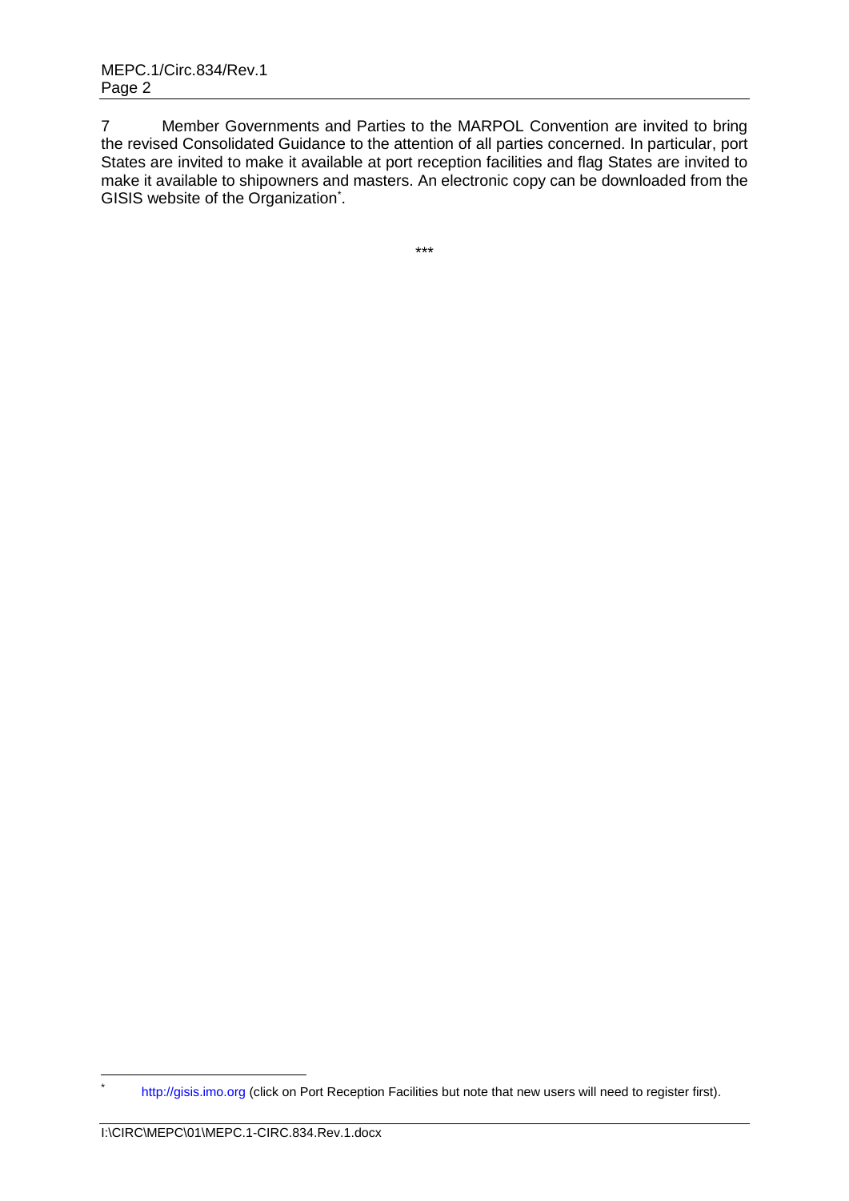7 Member Governments and Parties to the MARPOL Convention are invited to bring the revised Consolidated Guidance to the attention of all parties concerned. In particular, port States are invited to make it available at port reception facilities and flag States are invited to make it available to shipowners and masters. An electronic copy can be downloaded from the GISIS website of the Organization*.

\*\*\*

\* http://gisis.imo.org (click on Port Reception Facilities but note that new users will need to register first).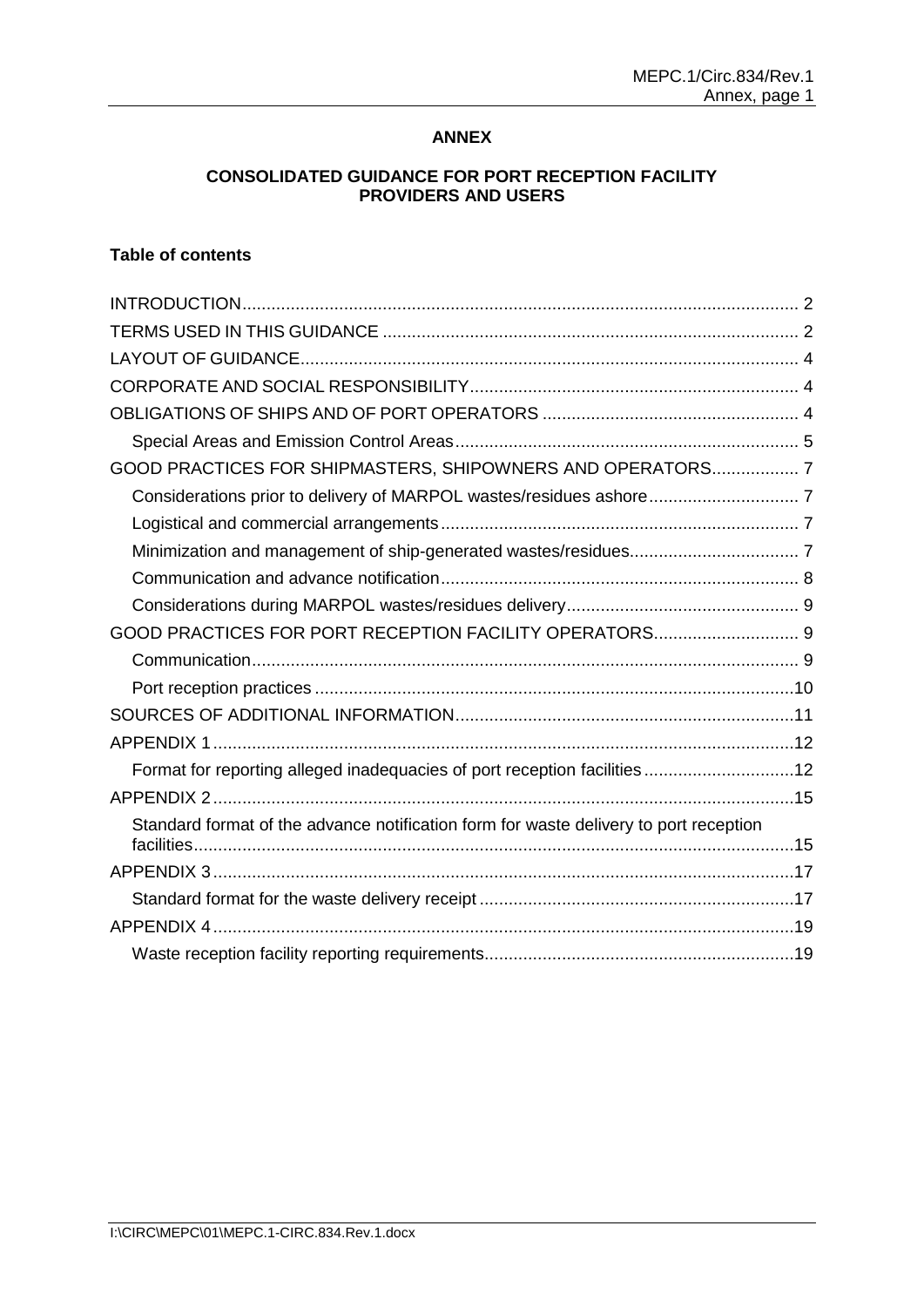# ANNEX

## CONSOLIDATED GUIDANCE FOR PORT RECEPTION FACILITY PROVIDERS AND USERS

### Table of contents

INTRODUCTION ... 2

TERMS USED IN THIS GUIDANCE ... 2

LAYOUT OF GUIDANCE ... 4

CORPORATE AND SOCIAL RESPONSIBILITY ... 4

OBLIGATIONS OF SHIPS AND OF PORT OPERATORS ... 4

- Special Areas and Emission Control Areas ... 5

GOOD PRACTICES FOR SHIPMASTERS, SHIPOWNERS AND OPERATORS ... 7

- Considerations prior to delivery of MARPOL wastes/residues ashore ... 7
- Logistical and commercial arrangements ... 7
- Minimization and management of ship-generated wastes/residues ... 7
- Communication and advance notification ... 8
- Considerations during MARPOL wastes/residues delivery ... 9

GOOD PRACTICES FOR PORT RECEPTION FACILITY OPERATORS ... 9

- Communication ... 9
- Port reception practices ... 10

SOURCES OF ADDITIONAL INFORMATION ... 11

APPENDIX 1 ... 12

- Format for reporting alleged inadequacies of port reception facilities ... 12

APPENDIX 2 ... 15

- Standard format of the advance notification form for waste delivery to port reception facilities ... 15

APPENDIX 3 ... 17

- Standard format for the waste delivery receipt ... 17

APPENDIX 4 ... 19

- Waste reception facility reporting requirements ... 19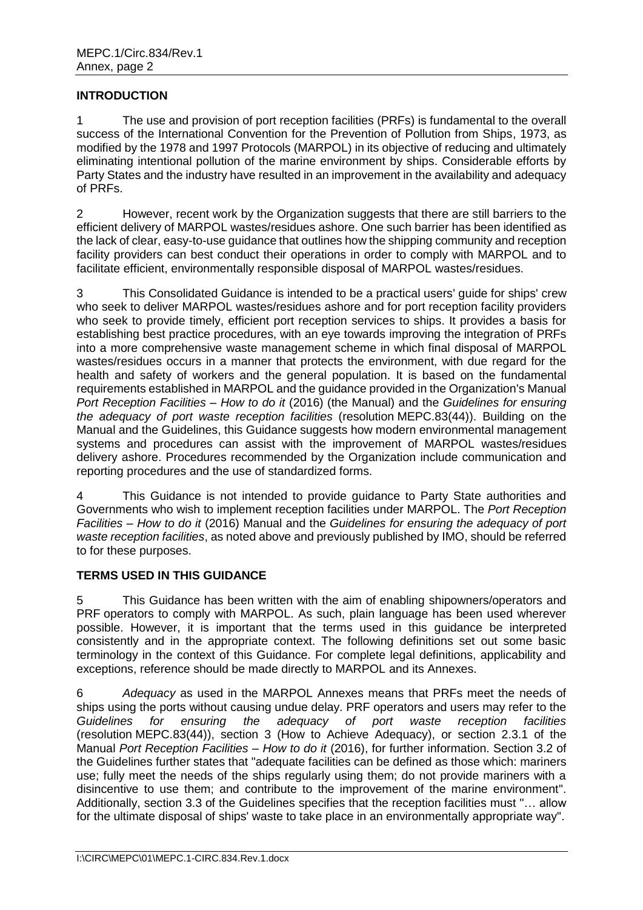## INTRODUCTION

1 The use and provision of port reception facilities (PRFs) is fundamental to the overall success of the International Convention for the Prevention of Pollution from Ships, 1973, as modified by the 1978 and 1997 Protocols (MARPOL) in its objective of reducing and ultimately eliminating intentional pollution of the marine environment by ships. Considerable efforts by Party States and the industry have resulted in an improvement in the availability and adequacy of PRFs.

2 However, recent work by the Organization suggests that there are still barriers to the efficient delivery of MARPOL wastes/residues ashore. One such barrier has been identified as the lack of clear, easy-to-use guidance that outlines how the shipping community and reception facility providers can best conduct their operations in order to comply with MARPOL and to facilitate efficient, environmentally responsible disposal of MARPOL wastes/residues.

3 This Consolidated Guidance is intended to be a practical users' guide for ships' crew who seek to deliver MARPOL wastes/residues ashore and for port reception facility providers who seek to provide timely, efficient port reception services to ships. It provides a basis for establishing best practice procedures, with an eye towards improving the integration of PRFs into a more comprehensive waste management scheme in which final disposal of MARPOL wastes/residues occurs in a manner that protects the environment, with due regard for the health and safety of workers and the general population. It is based on the fundamental requirements established in MARPOL and the guidance provided in the Organization's Manual *Port Reception Facilities – How to do it* (2016) (the Manual) and the *Guidelines for ensuring the adequacy of port waste reception facilities* (resolution MEPC.83(44)). Building on the Manual and the Guidelines, this Guidance suggests how modern environmental management systems and procedures can assist with the improvement of MARPOL wastes/residues delivery ashore. Procedures recommended by the Organization include communication and reporting procedures and the use of standardized forms.

4 This Guidance is not intended to provide guidance to Party State authorities and Governments who wish to implement reception facilities under MARPOL. The *Port Reception Facilities – How to do it* (2016) Manual and the *Guidelines for ensuring the adequacy of port waste reception facilities*, as noted above and previously published by IMO, should be referred to for these purposes.

## TERMS USED IN THIS GUIDANCE

5 This Guidance has been written with the aim of enabling shipowners/operators and PRF operators to comply with MARPOL. As such, plain language has been used wherever possible. However, it is important that the terms used in this guidance be interpreted consistently and in the appropriate context. The following definitions set out some basic terminology in the context of this Guidance. For complete legal definitions, applicability and exceptions, reference should be made directly to MARPOL and its Annexes.

6 *Adequacy* as used in the MARPOL Annexes means that PRFs meet the needs of ships using the ports without causing undue delay. PRF operators and users may refer to the *Guidelines for ensuring the adequacy of port waste reception facilities* (resolution MEPC.83(44)), section 3 (How to Achieve Adequacy), or section 2.3.1 of the Manual *Port Reception Facilities – How to do it* (2016), for further information. Section 3.2 of the Guidelines further states that "adequate facilities can be defined as those which: mariners use; fully meet the needs of the ships regularly using them; do not provide mariners with a disincentive to use them; and contribute to the improvement of the marine environment". Additionally, section 3.3 of the Guidelines specifies that the reception facilities must "… allow for the ultimate disposal of ships' waste to take place in an environmentally appropriate way".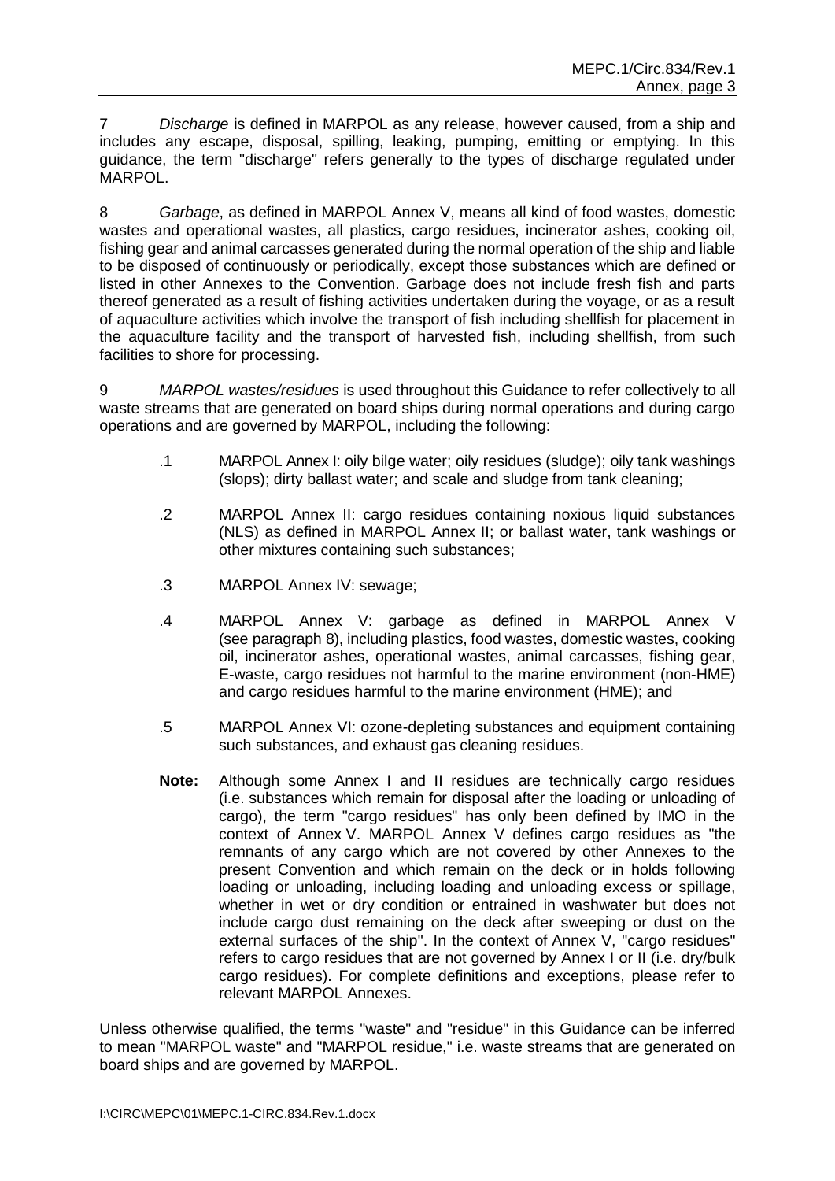7 *Discharge* is defined in MARPOL as any release, however caused, from a ship and includes any escape, disposal, spilling, leaking, pumping, emitting or emptying. In this guidance, the term "discharge" refers generally to the types of discharge regulated under MARPOL.

8 *Garbage*, as defined in MARPOL Annex V, means all kind of food wastes, domestic wastes and operational wastes, all plastics, cargo residues, incinerator ashes, cooking oil, fishing gear and animal carcasses generated during the normal operation of the ship and liable to be disposed of continuously or periodically, except those substances which are defined or listed in other Annexes to the Convention. Garbage does not include fresh fish and parts thereof generated as a result of fishing activities undertaken during the voyage, or as a result of aquaculture activities which involve the transport of fish including shellfish for placement in the aquaculture facility and the transport of harvested fish, including shellfish, from such facilities to shore for processing.

9 *MARPOL wastes/residues* is used throughout this Guidance to refer collectively to all waste streams that are generated on board ships during normal operations and during cargo operations and are governed by MARPOL, including the following:

- .1 MARPOL Annex I: oily bilge water; oily residues (sludge); oily tank washings (slops); dirty ballast water; and scale and sludge from tank cleaning;
- .2 MARPOL Annex II: cargo residues containing noxious liquid substances (NLS) as defined in MARPOL Annex II; or ballast water, tank washings or other mixtures containing such substances;
- .3 MARPOL Annex IV: sewage;
- .4 MARPOL Annex V: garbage as defined in MARPOL Annex V (see paragraph 8), including plastics, food wastes, domestic wastes, cooking oil, incinerator ashes, operational wastes, animal carcasses, fishing gear, E-waste, cargo residues not harmful to the marine environment (non-HME) and cargo residues harmful to the marine environment (HME); and
- .5 MARPOL Annex VI: ozone-depleting substances and equipment containing such substances, and exhaust gas cleaning residues.

**Note:** Although some Annex I and II residues are technically cargo residues (i.e. substances which remain for disposal after the loading or unloading of cargo), the term "cargo residues" has only been defined by IMO in the context of Annex V. MARPOL Annex V defines cargo residues as "the remnants of any cargo which are not covered by other Annexes to the present Convention and which remain on the deck or in holds following loading or unloading, including loading and unloading excess or spillage, whether in wet or dry condition or entrained in washwater but does not include cargo dust remaining on the deck after sweeping or dust on the external surfaces of the ship". In the context of Annex V, "cargo residues" refers to cargo residues that are not governed by Annex I or II (i.e. dry/bulk cargo residues). For complete definitions and exceptions, please refer to relevant MARPOL Annexes.

Unless otherwise qualified, the terms "waste" and "residue" in this Guidance can be inferred to mean "MARPOL waste" and "MARPOL residue," i.e. waste streams that are generated on board ships and are governed by MARPOL.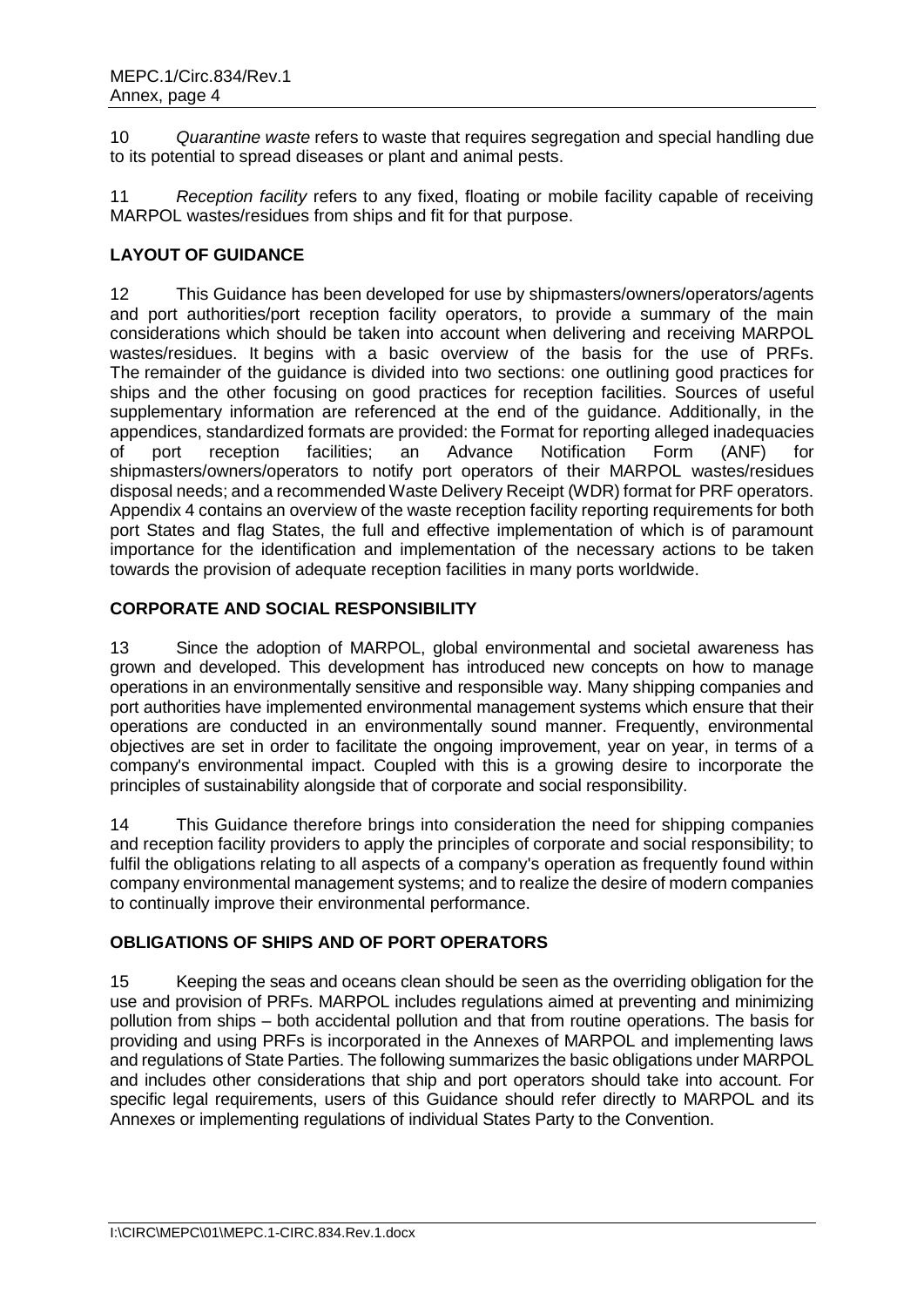10 *Quarantine waste* refers to waste that requires segregation and special handling due to its potential to spread diseases or plant and animal pests.

11 *Reception facility* refers to any fixed, floating or mobile facility capable of receiving MARPOL wastes/residues from ships and fit for that purpose.

## LAYOUT OF GUIDANCE

12 This Guidance has been developed for use by shipmasters/owners/operators/agents and port authorities/port reception facility operators, to provide a summary of the main considerations which should be taken into account when delivering and receiving MARPOL wastes/residues. It begins with a basic overview of the basis for the use of PRFs. The remainder of the guidance is divided into two sections: one outlining good practices for ships and the other focusing on good practices for reception facilities. Sources of useful supplementary information are referenced at the end of the guidance. Additionally, in the appendices, standardized formats are provided: the Format for reporting alleged inadequacies of port reception facilities; an Advance Notification Form (ANF) for shipmasters/owners/operators to notify port operators of their MARPOL wastes/residues disposal needs; and a recommended Waste Delivery Receipt (WDR) format for PRF operators. Appendix 4 contains an overview of the waste reception facility reporting requirements for both port States and flag States, the full and effective implementation of which is of paramount importance for the identification and implementation of the necessary actions to be taken towards the provision of adequate reception facilities in many ports worldwide.

## CORPORATE AND SOCIAL RESPONSIBILITY

13 Since the adoption of MARPOL, global environmental and societal awareness has grown and developed. This development has introduced new concepts on how to manage operations in an environmentally sensitive and responsible way. Many shipping companies and port authorities have implemented environmental management systems which ensure that their operations are conducted in an environmentally sound manner. Frequently, environmental objectives are set in order to facilitate the ongoing improvement, year on year, in terms of a company's environmental impact. Coupled with this is a growing desire to incorporate the principles of sustainability alongside that of corporate and social responsibility.

14 This Guidance therefore brings into consideration the need for shipping companies and reception facility providers to apply the principles of corporate and social responsibility; to fulfil the obligations relating to all aspects of a company's operation as frequently found within company environmental management systems; and to realize the desire of modern companies to continually improve their environmental performance.

## OBLIGATIONS OF SHIPS AND OF PORT OPERATORS

15 Keeping the seas and oceans clean should be seen as the overriding obligation for the use and provision of PRFs. MARPOL includes regulations aimed at preventing and minimizing pollution from ships – both accidental pollution and that from routine operations. The basis for providing and using PRFs is incorporated in the Annexes of MARPOL and implementing laws and regulations of State Parties. The following summarizes the basic obligations under MARPOL and includes other considerations that ship and port operators should take into account. For specific legal requirements, users of this Guidance should refer directly to MARPOL and its Annexes or implementing regulations of individual States Party to the Convention.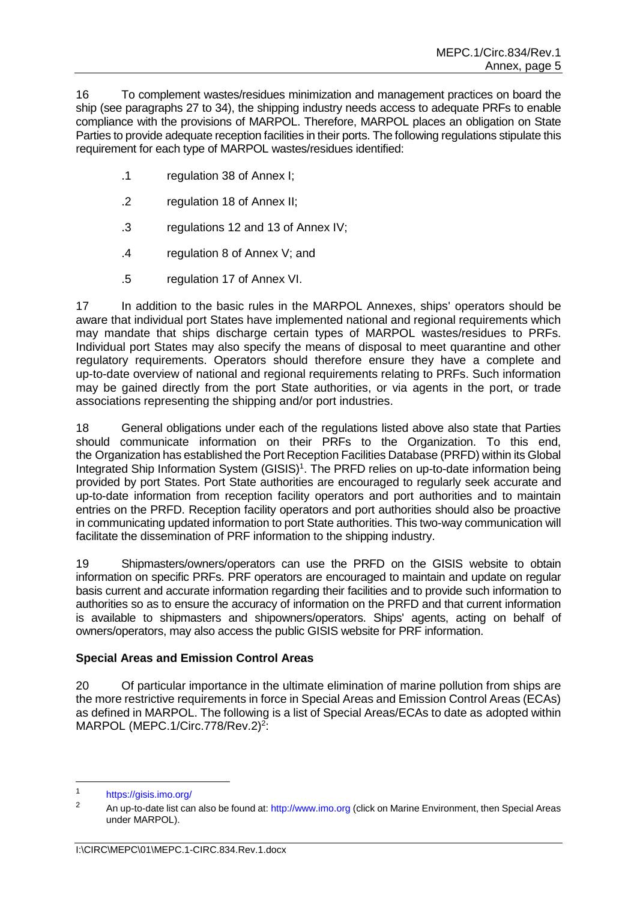16 To complement wastes/residues minimization and management practices on board the ship (see paragraphs 27 to 34), the shipping industry needs access to adequate PRFs to enable compliance with the provisions of MARPOL. Therefore, MARPOL places an obligation on State Parties to provide adequate reception facilities in their ports. The following regulations stipulate this requirement for each type of MARPOL wastes/residues identified:

.1 regulation 38 of Annex I;

.2 regulation 18 of Annex II;

.3 regulations 12 and 13 of Annex IV;

.4 regulation 8 of Annex V; and

.5 regulation 17 of Annex VI.

17 In addition to the basic rules in the MARPOL Annexes, ships' operators should be aware that individual port States have implemented national and regional requirements which may mandate that ships discharge certain types of MARPOL wastes/residues to PRFs. Individual port States may also specify the means of disposal to meet quarantine and other regulatory requirements. Operators should therefore ensure they have a complete and up-to-date overview of national and regional requirements relating to PRFs. Such information may be gained directly from the port State authorities, or via agents in the port, or trade associations representing the shipping and/or port industries.

18 General obligations under each of the regulations listed above also state that Parties should communicate information on their PRFs to the Organization. To this end, the Organization has established the Port Reception Facilities Database (PRFD) within its Global Integrated Ship Information System (GISIS)[1]. The PRFD relies on up-to-date information being provided by port States. Port State authorities are encouraged to regularly seek accurate and up-to-date information from reception facility operators and port authorities and to maintain entries on the PRFD. Reception facility operators and port authorities should also be proactive in communicating updated information to port State authorities. This two-way communication will facilitate the dissemination of PRF information to the shipping industry.

19 Shipmasters/owners/operators can use the PRFD on the GISIS website to obtain information on specific PRFs. PRF operators are encouraged to maintain and update on regular basis current and accurate information regarding their facilities and to provide such information to authorities so as to ensure the accuracy of information on the PRFD and that current information is available to shipmasters and shipowners/operators. Ships' agents, acting on behalf of owners/operators, may also access the public GISIS website for PRF information.

**Special Areas and Emission Control Areas**

20 Of particular importance in the ultimate elimination of marine pollution from ships are the more restrictive requirements in force in Special Areas and Emission Control Areas (ECAs) as defined in MARPOL. The following is a list of Special Areas/ECAs to date as adopted within MARPOL (MEPC.1/Circ.778/Rev.2)[2]:

---

[1] https://gisis.imo.org/

[2] An up-to-date list can also be found at: http://www.imo.org (click on Marine Environment, then Special Areas under MARPOL).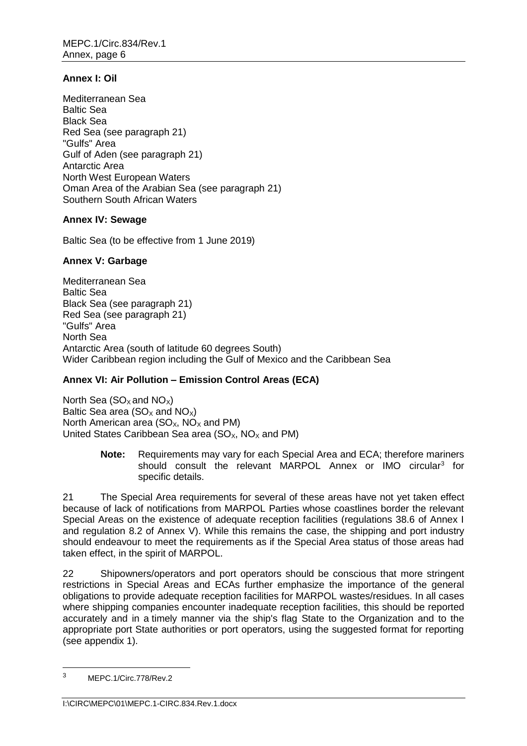**Annex I: Oil**

Mediterranean Sea
Baltic Sea
Black Sea
Red Sea (see paragraph 21)
"Gulfs" Area
Gulf of Aden (see paragraph 21)
Antarctic Area
North West European Waters
Oman Area of the Arabian Sea (see paragraph 21)
Southern South African Waters

**Annex IV: Sewage**

Baltic Sea (to be effective from 1 June 2019)

**Annex V: Garbage**

Mediterranean Sea
Baltic Sea
Black Sea (see paragraph 21)
Red Sea (see paragraph 21)
"Gulfs" Area
North Sea
Antarctic Area (south of latitude 60 degrees South)
Wider Caribbean region including the Gulf of Mexico and the Caribbean Sea

**Annex VI: Air Pollution – Emission Control Areas (ECA)**

North Sea ($SO_X$ and $NO_X$)
Baltic Sea area ($SO_X$ and $NO_X$)
North American area ($SO_X$, $NO_X$ and PM)
United States Caribbean Sea area ($SO_X$, $NO_X$ and PM)

> **Note:** Requirements may vary for each Special Area and ECA; therefore mariners should consult the relevant MARPOL Annex or IMO circular[3] for specific details.

21 The Special Area requirements for several of these areas have not yet taken effect because of lack of notifications from MARPOL Parties whose coastlines border the relevant Special Areas on the existence of adequate reception facilities (regulations 38.6 of Annex I and regulation 8.2 of Annex V). While this remains the case, the shipping and port industry should endeavour to meet the requirements as if the Special Area status of those areas had taken effect, in the spirit of MARPOL.

22 Shipowners/operators and port operators should be conscious that more stringent restrictions in Special Areas and ECAs further emphasize the importance of the general obligations to provide adequate reception facilities for MARPOL wastes/residues. In all cases where shipping companies encounter inadequate reception facilities, this should be reported accurately and in a timely manner via the ship's flag State to the Organization and to the appropriate port State authorities or port operators, using the suggested format for reporting (see appendix 1).

[3] MEPC.1/Circ.778/Rev.2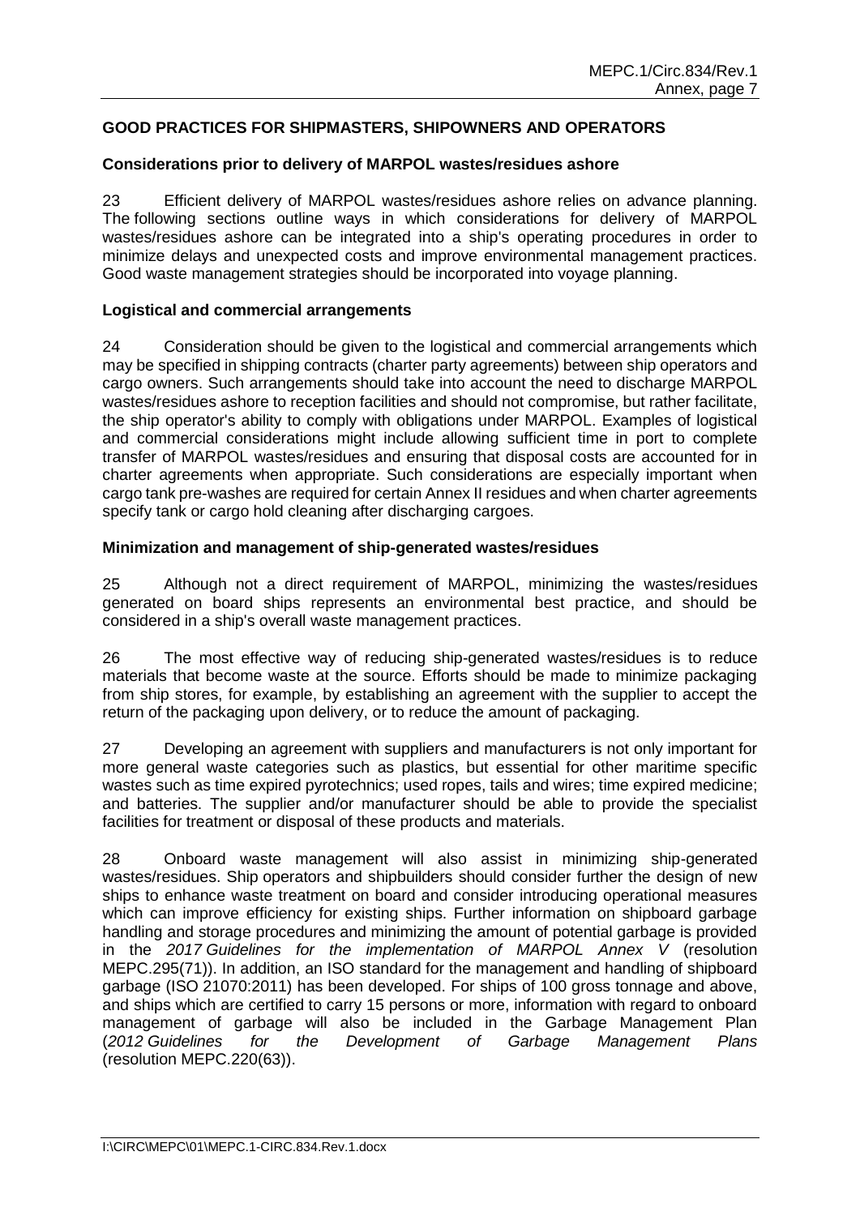**GOOD PRACTICES FOR SHIPMASTERS, SHIPOWNERS AND OPERATORS**

**Considerations prior to delivery of MARPOL wastes/residues ashore**

23 Efficient delivery of MARPOL wastes/residues ashore relies on advance planning. The following sections outline ways in which considerations for delivery of MARPOL wastes/residues ashore can be integrated into a ship's operating procedures in order to minimize delays and unexpected costs and improve environmental management practices. Good waste management strategies should be incorporated into voyage planning.

**Logistical and commercial arrangements**

24 Consideration should be given to the logistical and commercial arrangements which may be specified in shipping contracts (charter party agreements) between ship operators and cargo owners. Such arrangements should take into account the need to discharge MARPOL wastes/residues ashore to reception facilities and should not compromise, but rather facilitate, the ship operator's ability to comply with obligations under MARPOL. Examples of logistical and commercial considerations might include allowing sufficient time in port to complete transfer of MARPOL wastes/residues and ensuring that disposal costs are accounted for in charter agreements when appropriate. Such considerations are especially important when cargo tank pre-washes are required for certain Annex II residues and when charter agreements specify tank or cargo hold cleaning after discharging cargoes.

**Minimization and management of ship-generated wastes/residues**

25 Although not a direct requirement of MARPOL, minimizing the wastes/residues generated on board ships represents an environmental best practice, and should be considered in a ship's overall waste management practices.

26 The most effective way of reducing ship-generated wastes/residues is to reduce materials that become waste at the source. Efforts should be made to minimize packaging from ship stores, for example, by establishing an agreement with the supplier to accept the return of the packaging upon delivery, or to reduce the amount of packaging.

27 Developing an agreement with suppliers and manufacturers is not only important for more general waste categories such as plastics, but essential for other maritime specific wastes such as time expired pyrotechnics; used ropes, tails and wires; time expired medicine; and batteries. The supplier and/or manufacturer should be able to provide the specialist facilities for treatment or disposal of these products and materials.

28 Onboard waste management will also assist in minimizing ship-generated wastes/residues. Ship operators and shipbuilders should consider further the design of new ships to enhance waste treatment on board and consider introducing operational measures which can improve efficiency for existing ships. Further information on shipboard garbage handling and storage procedures and minimizing the amount of potential garbage is provided in the *2017 Guidelines for the implementation of MARPOL Annex V* (resolution MEPC.295(71)). In addition, an ISO standard for the management and handling of shipboard garbage (ISO 21070:2011) has been developed. For ships of 100 gross tonnage and above, and ships which are certified to carry 15 persons or more, information with regard to onboard management of garbage will also be included in the Garbage Management Plan (*2012 Guidelines for the Development of Garbage Management Plans* (resolution MEPC.220(63)).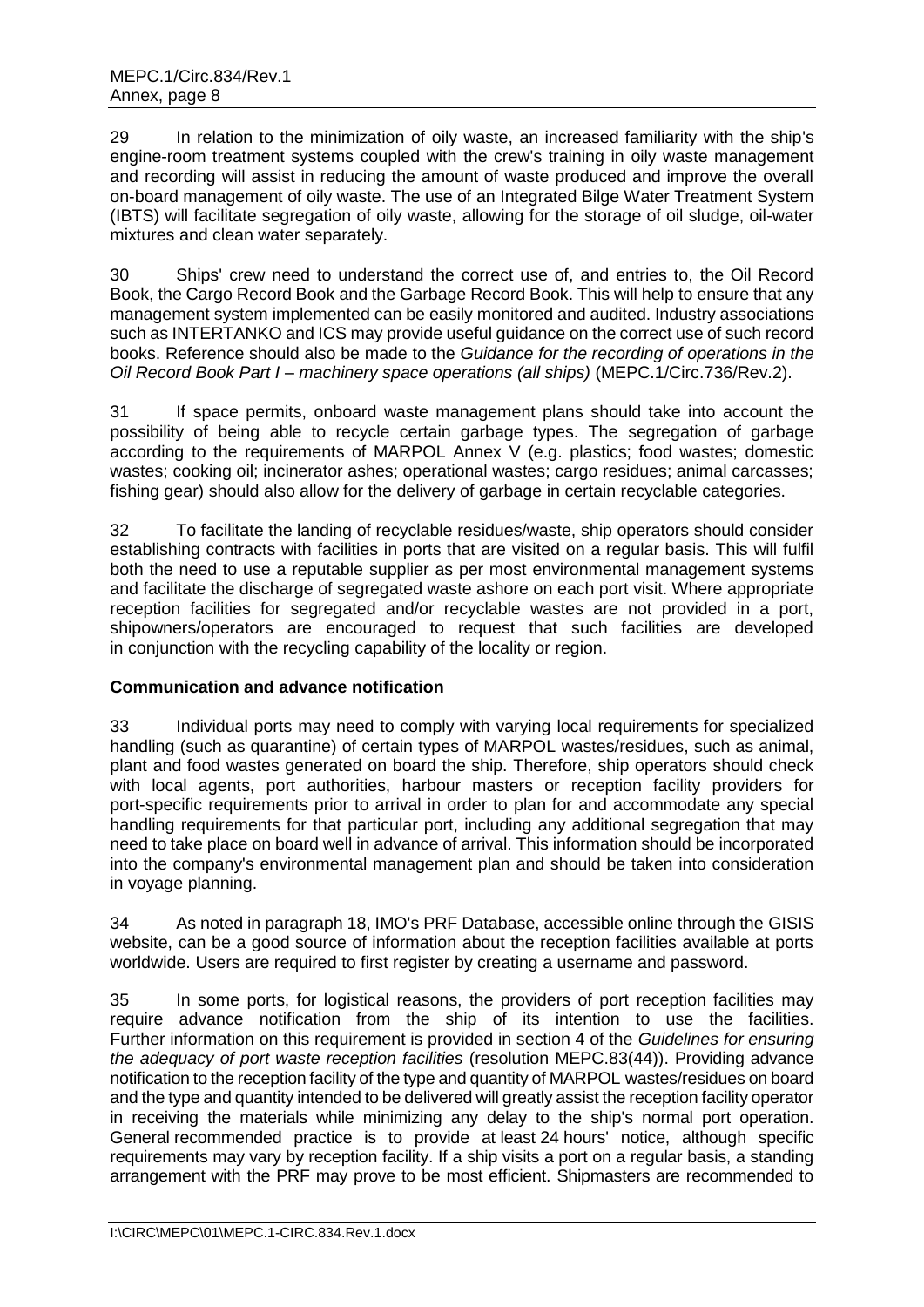29 In relation to the minimization of oily waste, an increased familiarity with the ship's engine-room treatment systems coupled with the crew's training in oily waste management and recording will assist in reducing the amount of waste produced and improve the overall on-board management of oily waste. The use of an Integrated Bilge Water Treatment System (IBTS) will facilitate segregation of oily waste, allowing for the storage of oil sludge, oil-water mixtures and clean water separately.

30 Ships' crew need to understand the correct use of, and entries to, the Oil Record Book, the Cargo Record Book and the Garbage Record Book. This will help to ensure that any management system implemented can be easily monitored and audited. Industry associations such as INTERTANKO and ICS may provide useful guidance on the correct use of such record books. Reference should also be made to the *Guidance for the recording of operations in the Oil Record Book Part I – machinery space operations (all ships)* (MEPC.1/Circ.736/Rev.2).

31 If space permits, onboard waste management plans should take into account the possibility of being able to recycle certain garbage types. The segregation of garbage according to the requirements of MARPOL Annex V (e.g. plastics; food wastes; domestic wastes; cooking oil; incinerator ashes; operational wastes; cargo residues; animal carcasses; fishing gear) should also allow for the delivery of garbage in certain recyclable categories.

32 To facilitate the landing of recyclable residues/waste, ship operators should consider establishing contracts with facilities in ports that are visited on a regular basis. This will fulfil both the need to use a reputable supplier as per most environmental management systems and facilitate the discharge of segregated waste ashore on each port visit. Where appropriate reception facilities for segregated and/or recyclable wastes are not provided in a port, shipowners/operators are encouraged to request that such facilities are developed in conjunction with the recycling capability of the locality or region.

**Communication and advance notification**

33 Individual ports may need to comply with varying local requirements for specialized handling (such as quarantine) of certain types of MARPOL wastes/residues, such as animal, plant and food wastes generated on board the ship. Therefore, ship operators should check with local agents, port authorities, harbour masters or reception facility providers for port-specific requirements prior to arrival in order to plan for and accommodate any special handling requirements for that particular port, including any additional segregation that may need to take place on board well in advance of arrival. This information should be incorporated into the company's environmental management plan and should be taken into consideration in voyage planning.

34 As noted in paragraph 18, IMO's PRF Database, accessible online through the GISIS website, can be a good source of information about the reception facilities available at ports worldwide. Users are required to first register by creating a username and password.

35 In some ports, for logistical reasons, the providers of port reception facilities may require advance notification from the ship of its intention to use the facilities. Further information on this requirement is provided in section 4 of the *Guidelines for ensuring the adequacy of port waste reception facilities* (resolution MEPC.83(44)). Providing advance notification to the reception facility of the type and quantity of MARPOL wastes/residues on board and the type and quantity intended to be delivered will greatly assist the reception facility operator in receiving the materials while minimizing any delay to the ship's normal port operation. General recommended practice is to provide at least 24 hours' notice, although specific requirements may vary by reception facility. If a ship visits a port on a regular basis, a standing arrangement with the PRF may prove to be most efficient. Shipmasters are recommended to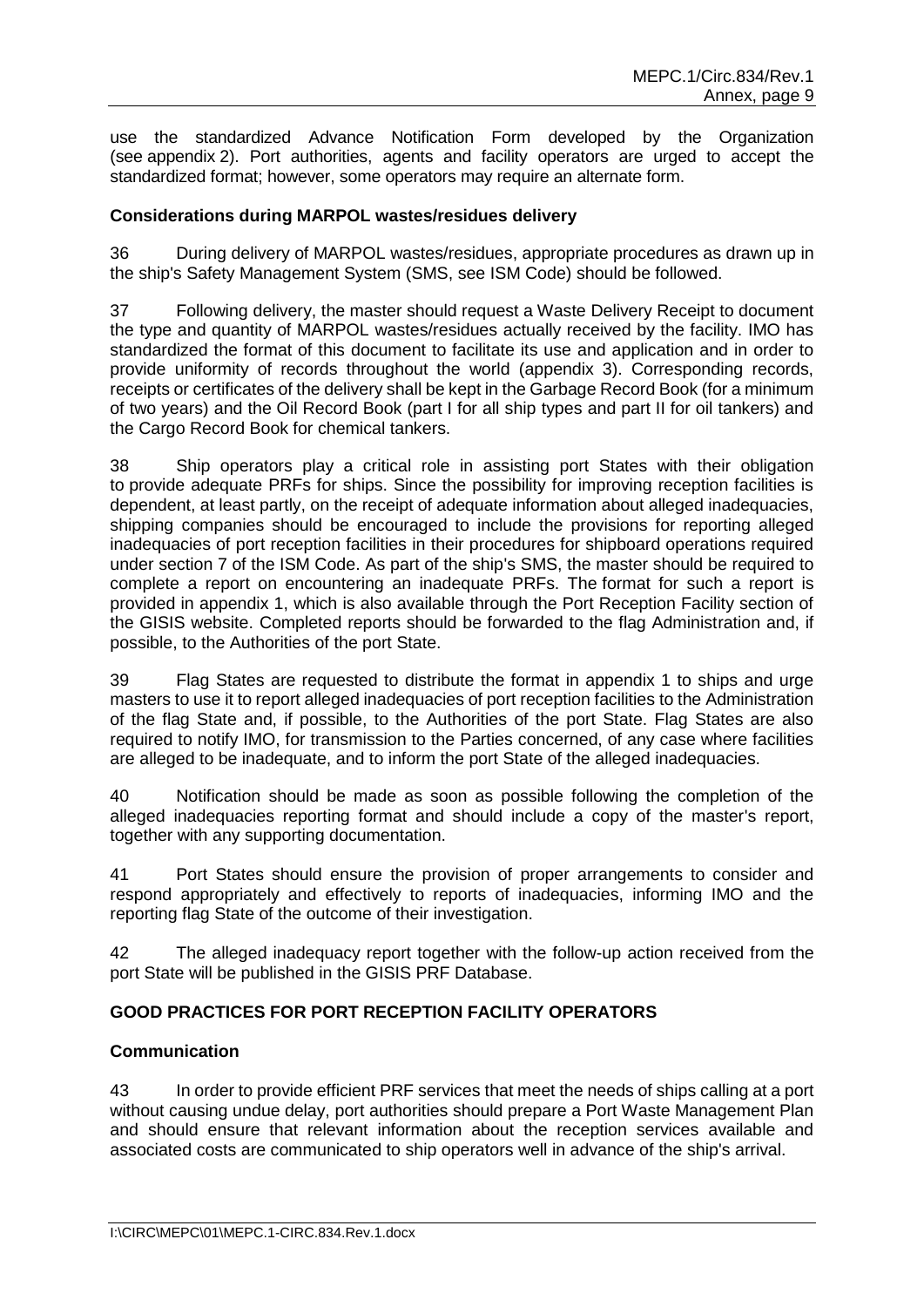use the standardized Advance Notification Form developed by the Organization (see appendix 2). Port authorities, agents and facility operators are urged to accept the standardized format; however, some operators may require an alternate form.

### Considerations during MARPOL wastes/residues delivery

36 During delivery of MARPOL wastes/residues, appropriate procedures as drawn up in the ship's Safety Management System (SMS, see ISM Code) should be followed.

37 Following delivery, the master should request a Waste Delivery Receipt to document the type and quantity of MARPOL wastes/residues actually received by the facility. IMO has standardized the format of this document to facilitate its use and application and in order to provide uniformity of records throughout the world (appendix 3). Corresponding records, receipts or certificates of the delivery shall be kept in the Garbage Record Book (for a minimum of two years) and the Oil Record Book (part I for all ship types and part II for oil tankers) and the Cargo Record Book for chemical tankers.

38 Ship operators play a critical role in assisting port States with their obligation to provide adequate PRFs for ships. Since the possibility for improving reception facilities is dependent, at least partly, on the receipt of adequate information about alleged inadequacies, shipping companies should be encouraged to include the provisions for reporting alleged inadequacies of port reception facilities in their procedures for shipboard operations required under section 7 of the ISM Code. As part of the ship's SMS, the master should be required to complete a report on encountering an inadequate PRFs. The format for such a report is provided in appendix 1, which is also available through the Port Reception Facility section of the GISIS website. Completed reports should be forwarded to the flag Administration and, if possible, to the Authorities of the port State.

39 Flag States are requested to distribute the format in appendix 1 to ships and urge masters to use it to report alleged inadequacies of port reception facilities to the Administration of the flag State and, if possible, to the Authorities of the port State. Flag States are also required to notify IMO, for transmission to the Parties concerned, of any case where facilities are alleged to be inadequate, and to inform the port State of the alleged inadequacies.

40 Notification should be made as soon as possible following the completion of the alleged inadequacies reporting format and should include a copy of the master's report, together with any supporting documentation.

41 Port States should ensure the provision of proper arrangements to consider and respond appropriately and effectively to reports of inadequacies, informing IMO and the reporting flag State of the outcome of their investigation.

42 The alleged inadequacy report together with the follow-up action received from the port State will be published in the GISIS PRF Database.

## GOOD PRACTICES FOR PORT RECEPTION FACILITY OPERATORS

### Communication

43 In order to provide efficient PRF services that meet the needs of ships calling at a port without causing undue delay, port authorities should prepare a Port Waste Management Plan and should ensure that relevant information about the reception services available and associated costs are communicated to ship operators well in advance of the ship's arrival.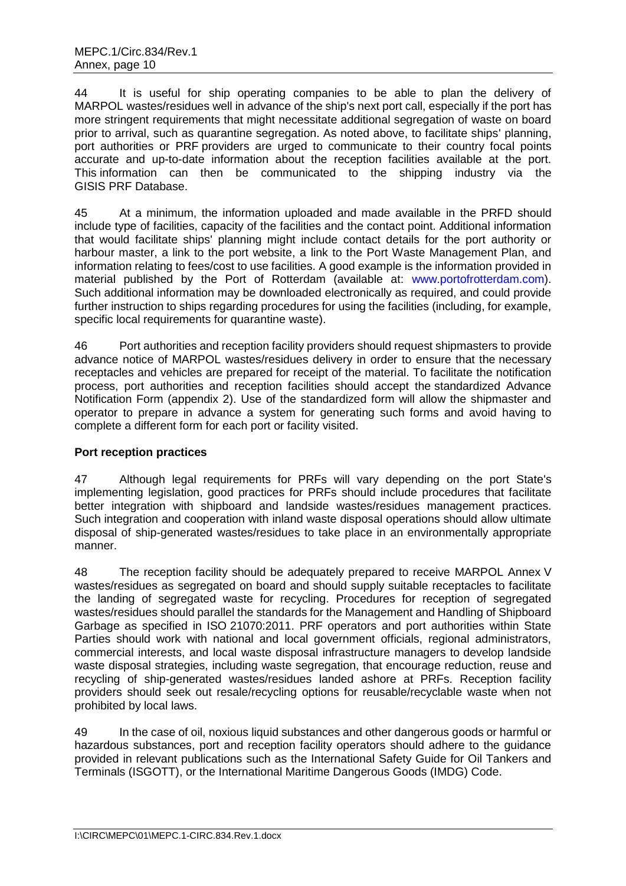44 It is useful for ship operating companies to be able to plan the delivery of MARPOL wastes/residues well in advance of the ship's next port call, especially if the port has more stringent requirements that might necessitate additional segregation of waste on board prior to arrival, such as quarantine segregation. As noted above, to facilitate ships' planning, port authorities or PRF providers are urged to communicate to their country focal points accurate and up-to-date information about the reception facilities available at the port. This information can then be communicated to the shipping industry via the GISIS PRF Database.

45 At a minimum, the information uploaded and made available in the PRFD should include type of facilities, capacity of the facilities and the contact point. Additional information that would facilitate ships' planning might include contact details for the port authority or harbour master, a link to the port website, a link to the Port Waste Management Plan, and information relating to fees/cost to use facilities. A good example is the information provided in material published by the Port of Rotterdam (available at: www.portofrotterdam.com). Such additional information may be downloaded electronically as required, and could provide further instruction to ships regarding procedures for using the facilities (including, for example, specific local requirements for quarantine waste).

46 Port authorities and reception facility providers should request shipmasters to provide advance notice of MARPOL wastes/residues delivery in order to ensure that the necessary receptacles and vehicles are prepared for receipt of the material. To facilitate the notification process, port authorities and reception facilities should accept the standardized Advance Notification Form (appendix 2). Use of the standardized form will allow the shipmaster and operator to prepare in advance a system for generating such forms and avoid having to complete a different form for each port or facility visited.

**Port reception practices**

47 Although legal requirements for PRFs will vary depending on the port State's implementing legislation, good practices for PRFs should include procedures that facilitate better integration with shipboard and landside wastes/residues management practices. Such integration and cooperation with inland waste disposal operations should allow ultimate disposal of ship-generated wastes/residues to take place in an environmentally appropriate manner.

48 The reception facility should be adequately prepared to receive MARPOL Annex V wastes/residues as segregated on board and should supply suitable receptacles to facilitate the landing of segregated waste for recycling. Procedures for reception of segregated wastes/residues should parallel the standards for the Management and Handling of Shipboard Garbage as specified in ISO 21070:2011. PRF operators and port authorities within State Parties should work with national and local government officials, regional administrators, commercial interests, and local waste disposal infrastructure managers to develop landside waste disposal strategies, including waste segregation, that encourage reduction, reuse and recycling of ship-generated wastes/residues landed ashore at PRFs. Reception facility providers should seek out resale/recycling options for reusable/recyclable waste when not prohibited by local laws.

49 In the case of oil, noxious liquid substances and other dangerous goods or harmful or hazardous substances, port and reception facility operators should adhere to the guidance provided in relevant publications such as the International Safety Guide for Oil Tankers and Terminals (ISGOTT), or the International Maritime Dangerous Goods (IMDG) Code.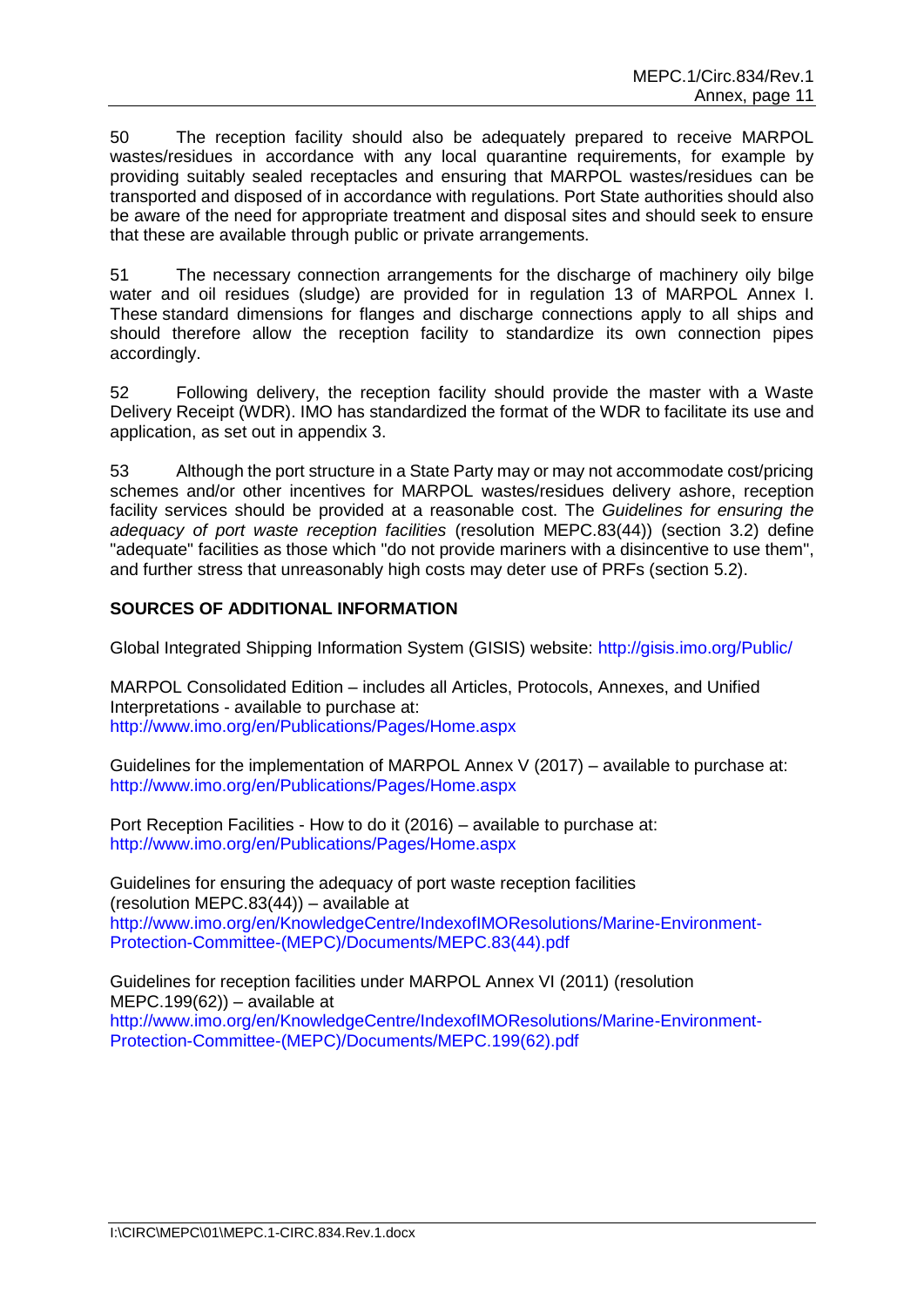50 The reception facility should also be adequately prepared to receive MARPOL wastes/residues in accordance with any local quarantine requirements, for example by providing suitably sealed receptacles and ensuring that MARPOL wastes/residues can be transported and disposed of in accordance with regulations. Port State authorities should also be aware of the need for appropriate treatment and disposal sites and should seek to ensure that these are available through public or private arrangements.

51 The necessary connection arrangements for the discharge of machinery oily bilge water and oil residues (sludge) are provided for in regulation 13 of MARPOL Annex I. These standard dimensions for flanges and discharge connections apply to all ships and should therefore allow the reception facility to standardize its own connection pipes accordingly.

52 Following delivery, the reception facility should provide the master with a Waste Delivery Receipt (WDR). IMO has standardized the format of the WDR to facilitate its use and application, as set out in appendix 3.

53 Although the port structure in a State Party may or may not accommodate cost/pricing schemes and/or other incentives for MARPOL wastes/residues delivery ashore, reception facility services should be provided at a reasonable cost. The *Guidelines for ensuring the adequacy of port waste reception facilities* (resolution MEPC.83(44)) (section 3.2) define "adequate" facilities as those which "do not provide mariners with a disincentive to use them", and further stress that unreasonably high costs may deter use of PRFs (section 5.2).

**SOURCES OF ADDITIONAL INFORMATION**

Global Integrated Shipping Information System (GISIS) website: http://gisis.imo.org/Public/

MARPOL Consolidated Edition – includes all Articles, Protocols, Annexes, and Unified Interpretations - available to purchase at:
http://www.imo.org/en/Publications/Pages/Home.aspx

Guidelines for the implementation of MARPOL Annex V (2017) – available to purchase at:
http://www.imo.org/en/Publications/Pages/Home.aspx

Port Reception Facilities - How to do it (2016) – available to purchase at:
http://www.imo.org/en/Publications/Pages/Home.aspx

Guidelines for ensuring the adequacy of port waste reception facilities (resolution MEPC.83(44)) – available at
http://www.imo.org/en/KnowledgeCentre/IndexofIMOResolutions/Marine-Environment-Protection-Committee-(MEPC)/Documents/MEPC.83(44).pdf

Guidelines for reception facilities under MARPOL Annex VI (2011) (resolution MEPC.199(62)) – available at
http://www.imo.org/en/KnowledgeCentre/IndexofIMOResolutions/Marine-Environment-Protection-Committee-(MEPC)/Documents/MEPC.199(62).pdf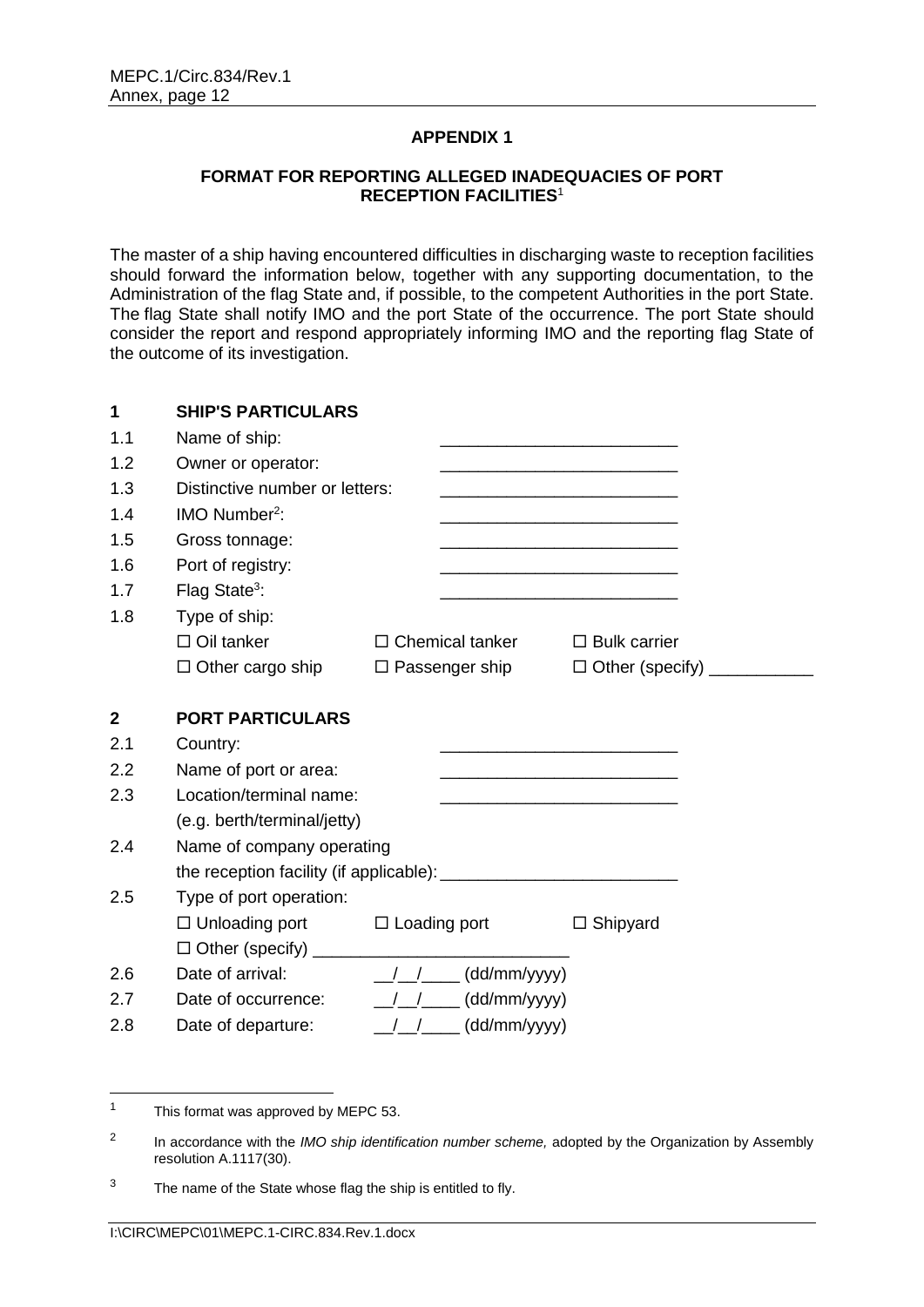## APPENDIX 1

### FORMAT FOR REPORTING ALLEGED INADEQUACIES OF PORT RECEPTION FACILITIES[1]

The master of a ship having encountered difficulties in discharging waste to reception facilities should forward the information below, together with any supporting documentation, to the Administration of the flag State and, if possible, to the competent Authorities in the port State. The flag State shall notify IMO and the port State of the occurrence. The port State should consider the report and respond appropriately informing IMO and the reporting flag State of the outcome of its investigation.

**1 SHIP'S PARTICULARS**

1.1 Name of ship: ________________________

1.2 Owner or operator: ________________________

1.3 Distinctive number or letters: ________________________

1.4 IMO Number[2]: ________________________

1.5 Gross tonnage: ________________________

1.6 Port of registry: ________________________

1.7 Flag State[3]: ________________________

1.8 Type of ship:

☐ Oil tanker ☐ Chemical tanker ☐ Bulk carrier

☐ Other cargo ship ☐ Passenger ship ☐ Other (specify) ___________

**2 PORT PARTICULARS**

2.1 Country: ________________________

2.2 Name of port or area: ________________________

2.3 Location/terminal name: ________________________
(e.g. berth/terminal/jetty)

2.4 Name of company operating the reception facility (if applicable): ________________________

2.5 Type of port operation:

☐ Unloading port ☐ Loading port ☐ Shipyard

☐ Other (specify) ___________________________

2.6 Date of arrival: __/__/____ (dd/mm/yyyy)

2.7 Date of occurrence: __/__/____ (dd/mm/yyyy)

2.8 Date of departure: __/__/____ (dd/mm/yyyy)

---

[1] This format was approved by MEPC 53.

[2] In accordance with the *IMO ship identification number scheme,* adopted by the Organization by Assembly resolution A.1117(30).

[3] The name of the State whose flag the ship is entitled to fly.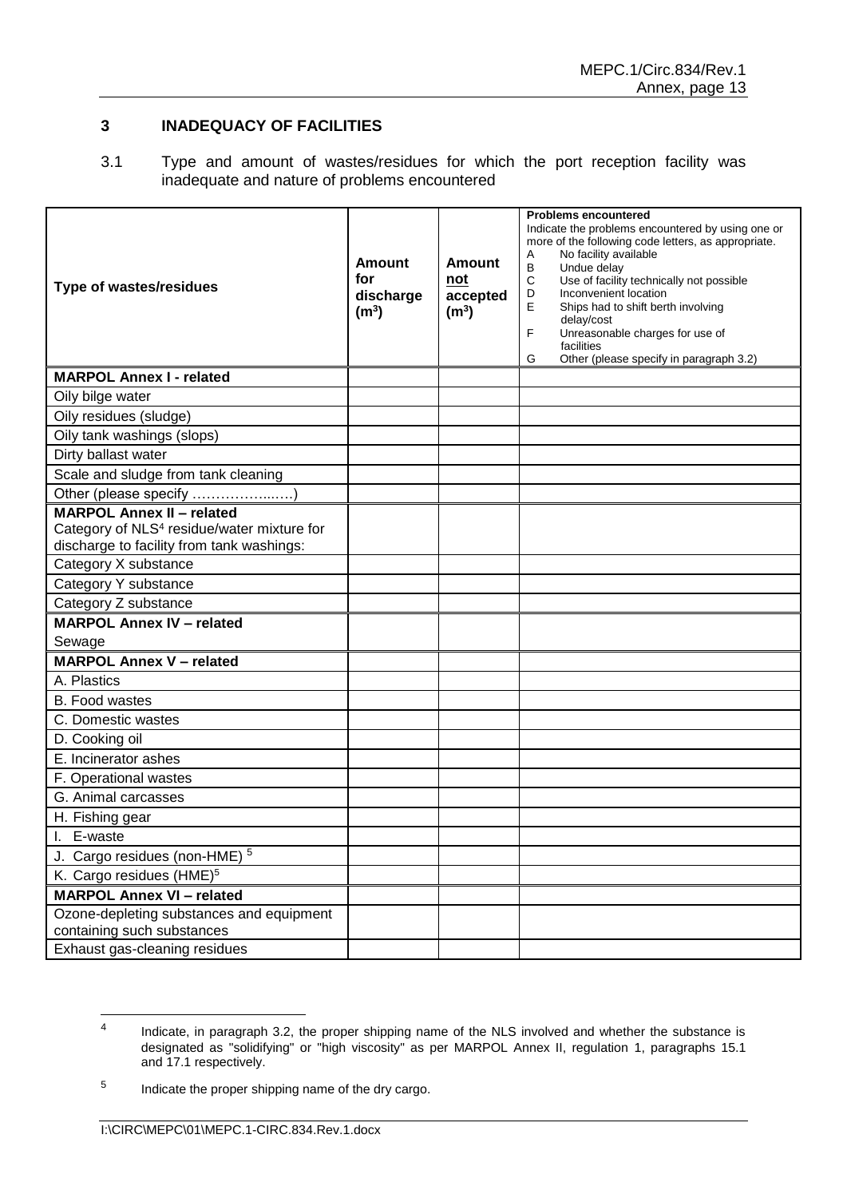## 3 INADEQUACY OF FACILITIES

3.1 Type and amount of wastes/residues for which the port reception facility was inadequate and nature of problems encountered

| Type of wastes/residues | Amount for discharge (m³) | Amount not accepted (m³) | **Problems encountered** Indicate the problems encountered by using one or more of the following code letters, as appropriate. A No facility available B Undue delay C Use of facility technically not possible D Inconvenient location E Ships had to shift berth involving delay/cost F Unreasonable charges for use of facilities G Other (please specify in paragraph 3.2) |
|---|---|---|---|
| **MARPOL Annex I - related** | | | |
| Oily bilge water | | | |
| Oily residues (sludge) | | | |
| Oily tank washings (slops) | | | |
| Dirty ballast water | | | |
| Scale and sludge from tank cleaning | | | |
| Other (please specify ………………..….) | | | |
| **MARPOL Annex II – related** Category of NLS[4] residue/water mixture for discharge to facility from tank washings: | | | |
| Category X substance | | | |
| Category Y substance | | | |
| Category Z substance | | | |
| **MARPOL Annex IV – related** Sewage | | | |
| **MARPOL Annex V – related** | | | |
| A. Plastics | | | |
| B. Food wastes | | | |
| C. Domestic wastes | | | |
| D. Cooking oil | | | |
| E. Incinerator ashes | | | |
| F. Operational wastes | | | |
| G. Animal carcasses | | | |
| H. Fishing gear | | | |
| I. E-waste | | | |
| J. Cargo residues (non-HME) [5] | | | |
| K. Cargo residues (HME)[5] | | | |
| **MARPOL Annex VI – related** | | | |
| Ozone-depleting substances and equipment containing such substances | | | |
| Exhaust gas-cleaning residues | | | |

[4] Indicate, in paragraph 3.2, the proper shipping name of the NLS involved and whether the substance is designated as "solidifying" or "high viscosity" as per MARPOL Annex II, regulation 1, paragraphs 15.1 and 17.1 respectively.

[5] Indicate the proper shipping name of the dry cargo.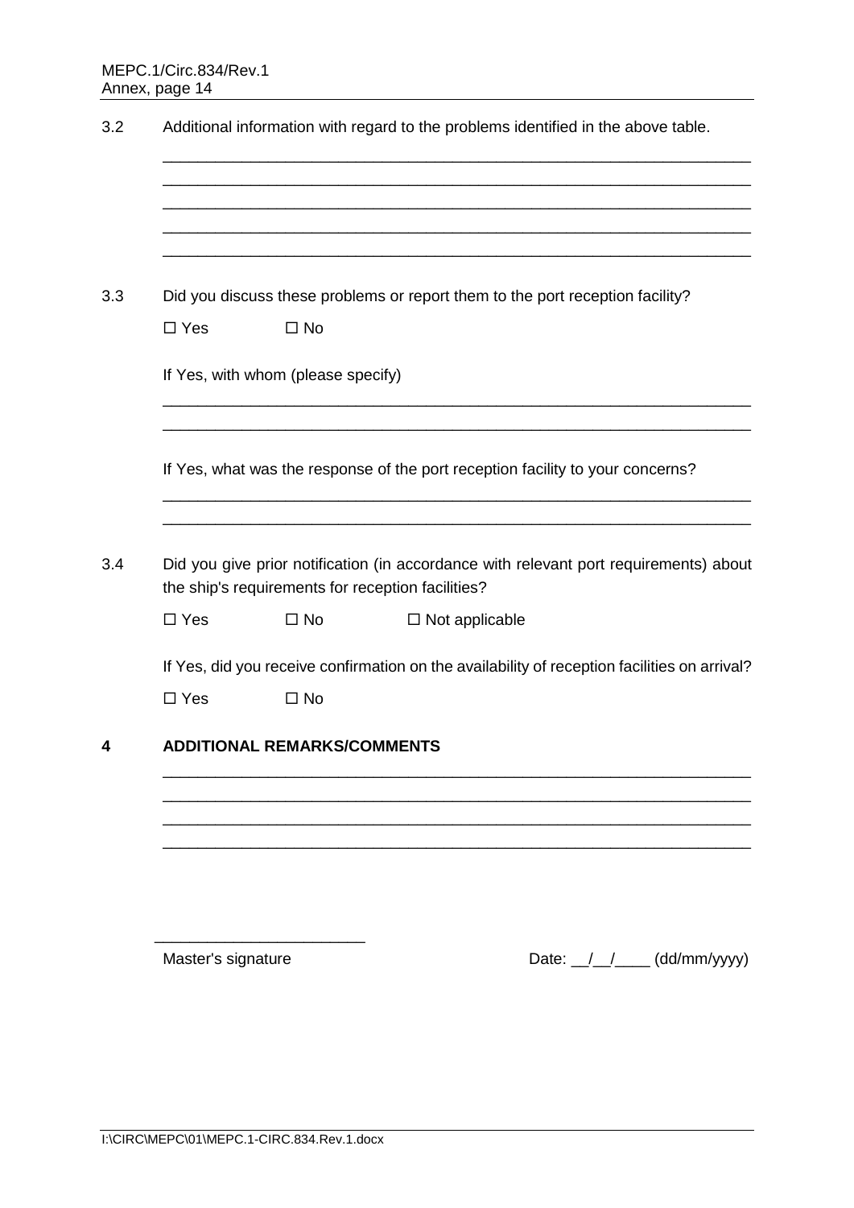3.2 Additional information with regard to the problems identified in the above table.

______________________________________________________________________
______________________________________________________________________
______________________________________________________________________
______________________________________________________________________
______________________________________________________________________

3.3 Did you discuss these problems or report them to the port reception facility?

☐ Yes ☐ No

If Yes, with whom (please specify)

______________________________________________________________________
______________________________________________________________________

If Yes, what was the response of the port reception facility to your concerns?

______________________________________________________________________
______________________________________________________________________

3.4 Did you give prior notification (in accordance with relevant port requirements) about the ship's requirements for reception facilities?

☐ Yes ☐ No ☐ Not applicable

If Yes, did you receive confirmation on the availability of reception facilities on arrival?

☐ Yes ☐ No

## 4 ADDITIONAL REMARKS/COMMENTS

______________________________________________________________________
______________________________________________________________________
______________________________________________________________________
______________________________________________________________________

________________________

Master's signature

Date: __/__/____ (dd/mm/yyyy)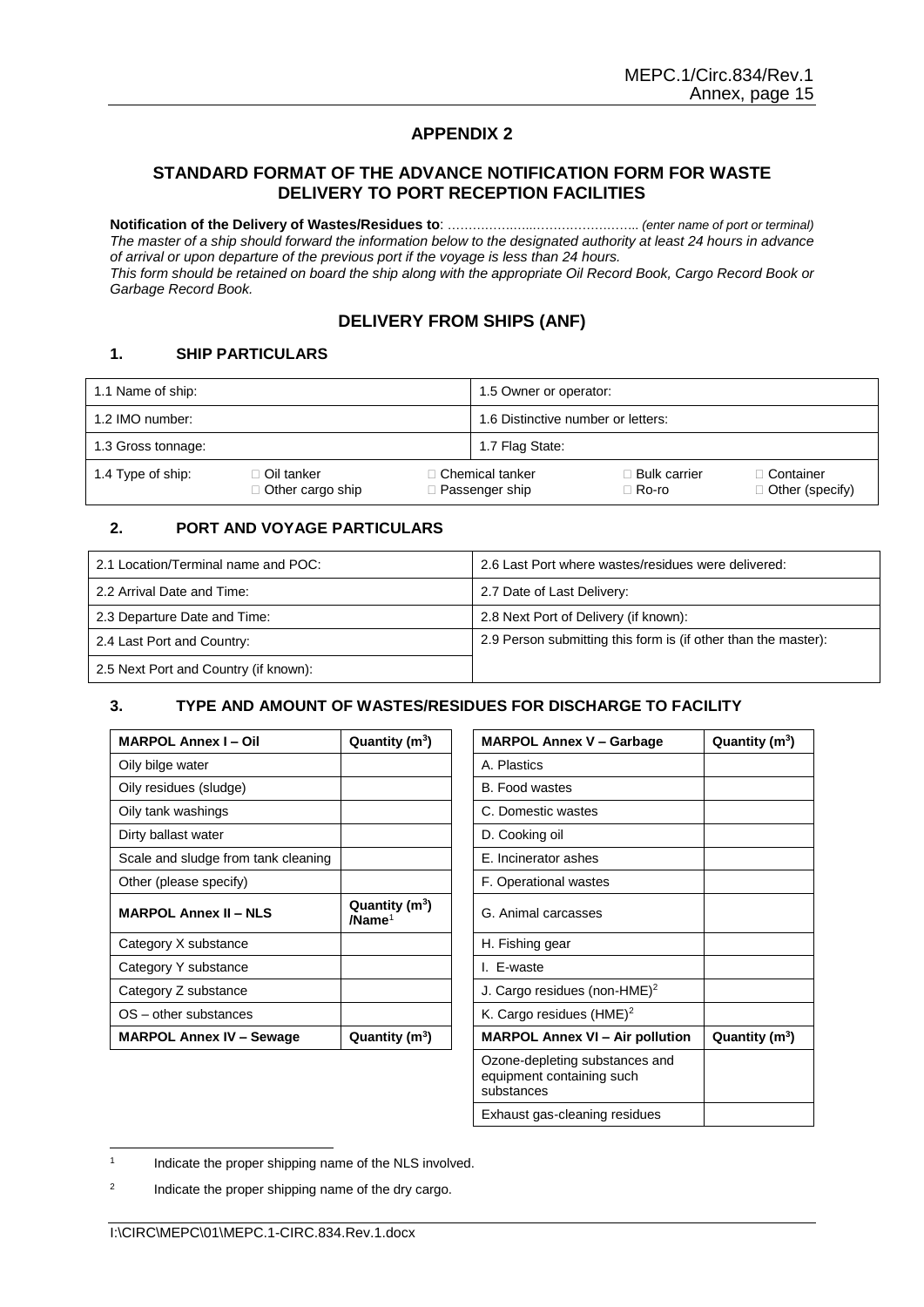## APPENDIX 2

## STANDARD FORMAT OF THE ADVANCE NOTIFICATION FORM FOR WASTE DELIVERY TO PORT RECEPTION FACILITIES

**Notification of the Delivery of Wastes/Residues to**: ……………….…………………….. *(enter name of port or terminal)*
*The master of a ship should forward the information below to the designated authority at least 24 hours in advance of arrival or upon departure of the previous port if the voyage is less than 24 hours.*
*This form should be retained on board the ship along with the appropriate Oil Record Book, Cargo Record Book or Garbage Record Book.*

## DELIVERY FROM SHIPS (ANF)

### 1. SHIP PARTICULARS

| 1.1 Name of ship: | | 1.5 Owner or operator: | | |
|---|---|---|---|---|
| 1.2 IMO number: | | 1.6 Distinctive number or letters: | | |
| 1.3 Gross tonnage: | | 1.7 Flag State: | | |
| 1.4 Type of ship: | □ Oil tanker<br>□ Other cargo ship | □ Chemical tanker<br>□ Passenger ship | □ Bulk carrier<br>□ Ro-ro | □ Container<br>□ Other (specify) |

### 2. PORT AND VOYAGE PARTICULARS

| 2.1 Location/Terminal name and POC: | 2.6 Last Port where wastes/residues were delivered: |
|---|---|
| 2.2 Arrival Date and Time: | 2.7 Date of Last Delivery: |
| 2.3 Departure Date and Time: | 2.8 Next Port of Delivery (if known): |
| 2.4 Last Port and Country: | 2.9 Person submitting this form is (if other than the master): |
| 2.5 Next Port and Country (if known): | |

### 3. TYPE AND AMOUNT OF WASTES/RESIDUES FOR DISCHARGE TO FACILITY

| **MARPOL Annex I – Oil** | **Quantity ($m^3$)** |
|---|---|
| Oily bilge water | |
| Oily residues (sludge) | |
| Oily tank washings | |
| Dirty ballast water | |
| Scale and sludge from tank cleaning | |
| Other (please specify) | |
| **MARPOL Annex II – NLS** | **Quantity ($m^3$) /Name**[1] |
| Category X substance | |
| Category Y substance | |
| Category Z substance | |
| OS – other substances | |
| **MARPOL Annex IV – Sewage** | **Quantity ($m^3$)** |

| **MARPOL Annex V – Garbage** | **Quantity ($m^3$)** |
|---|---|
| A. Plastics | |
| B. Food wastes | |
| C. Domestic wastes | |
| D. Cooking oil | |
| E. Incinerator ashes | |
| F. Operational wastes | |
| G. Animal carcasses | |
| H. Fishing gear | |
| I. E-waste | |
| J. Cargo residues (non-HME)[2] | |
| K. Cargo residues (HME)[2] | |
| **MARPOL Annex VI – Air pollution** | **Quantity ($m^3$)** |
| Ozone-depleting substances and equipment containing such substances | |
| Exhaust gas-cleaning residues | |

[1] Indicate the proper shipping name of the NLS involved.

[2] Indicate the proper shipping name of the dry cargo.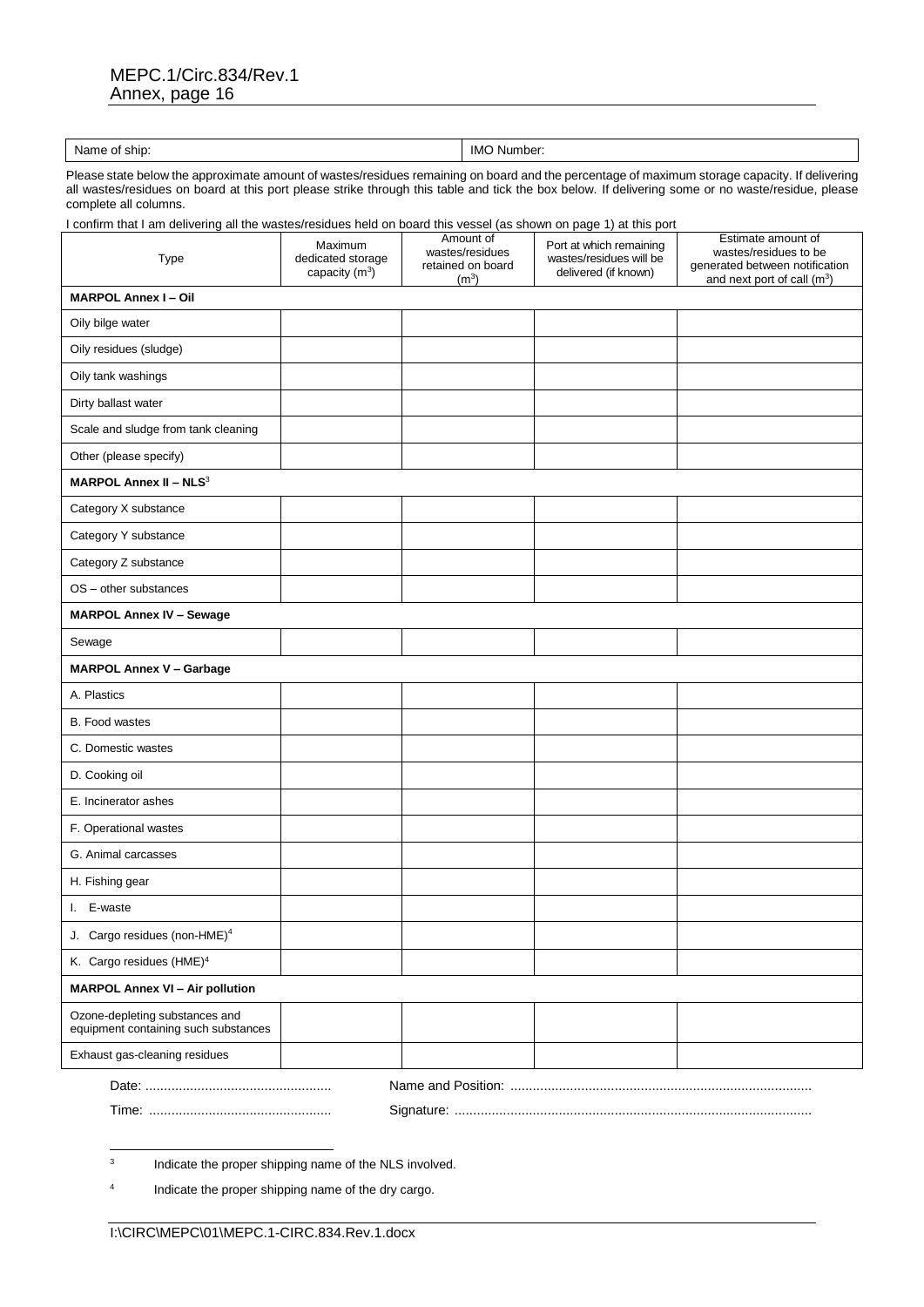| Name of ship: | IMO Number: |
|---|---|

Please state below the approximate amount of wastes/residues remaining on board and the percentage of maximum storage capacity. If delivering all wastes/residues on board at this port please strike through this table and tick the box below. If delivering some or no waste/residue, please complete all columns.

I confirm that I am delivering all the wastes/residues held on board this vessel (as shown on page 1) at this port

| Type | Maximum dedicated storage capacity ($m^3$) | Amount of wastes/residues retained on board ($m^3$) | Port at which remaining wastes/residues will be delivered (if known) | Estimate amount of wastes/residues to be generated between notification and next port of call ($m^3$) |
|---|---|---|---|---|
| **MARPOL Annex I – Oil** | | | | |
| Oily bilge water | | | | |
| Oily residues (sludge) | | | | |
| Oily tank washings | | | | |
| Dirty ballast water | | | | |
| Scale and sludge from tank cleaning | | | | |
| Other (please specify) | | | | |
| **MARPOL Annex II – NLS**[3] | | | | |
| Category X substance | | | | |
| Category Y substance | | | | |
| Category Z substance | | | | |
| OS – other substances | | | | |
| **MARPOL Annex IV – Sewage** | | | | |
| Sewage | | | | |
| **MARPOL Annex V – Garbage** | | | | |
| A. Plastics | | | | |
| B. Food wastes | | | | |
| C. Domestic wastes | | | | |
| D. Cooking oil | | | | |
| E. Incinerator ashes | | | | |
| F. Operational wastes | | | | |
| G. Animal carcasses | | | | |
| H. Fishing gear | | | | |
| I. E-waste | | | | |
| J. Cargo residues (non-HME)[4] | | | | |
| K. Cargo residues (HME)[4] | | | | |
| **MARPOL Annex VI – Air pollution** | | | | |
| Ozone-depleting substances and equipment containing such substances | | | | |
| Exhaust gas-cleaning residues | | | | |

Date: ..................................................    Name and Position: ................................................................................

Time: .................................................    Signature: ...............................................................................................

[3] Indicate the proper shipping name of the NLS involved.

[4] Indicate the proper shipping name of the dry cargo.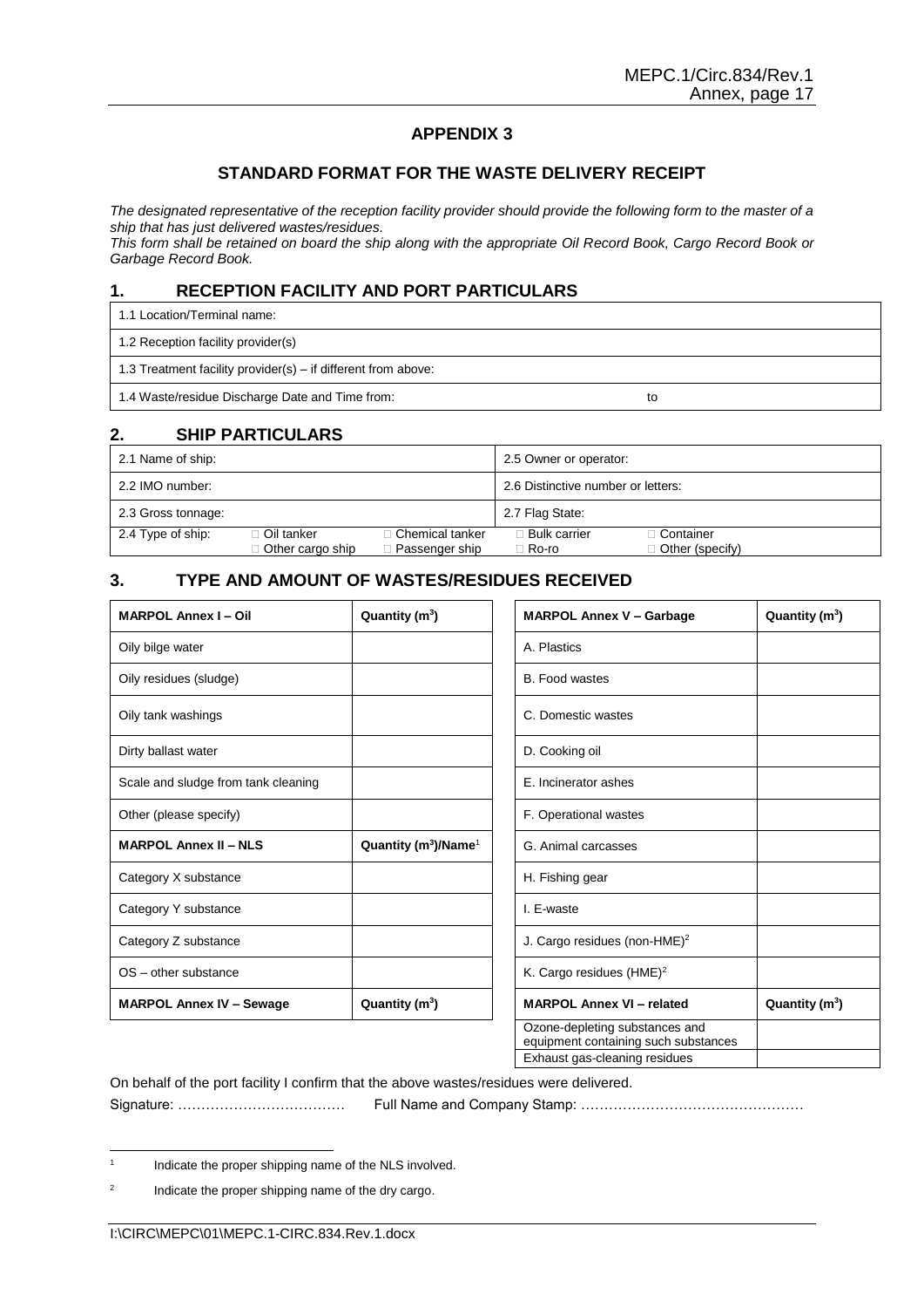## APPENDIX 3

## STANDARD FORMAT FOR THE WASTE DELIVERY RECEIPT

*The designated representative of the reception facility provider should provide the following form to the master of a ship that has just delivered wastes/residues.*
*This form shall be retained on board the ship along with the appropriate Oil Record Book, Cargo Record Book or Garbage Record Book.*

### 1. RECEPTION FACILITY AND PORT PARTICULARS

| |
|---|
| 1.1 Location/Terminal name: |
| 1.2 Reception facility provider(s) |
| 1.3 Treatment facility provider(s) – if different from above: |
| 1.4 Waste/residue Discharge Date and Time from: to |

### 2. SHIP PARTICULARS

| | |
|---|---|
| 2.1 Name of ship: | 2.5 Owner or operator: |
| 2.2 IMO number: | 2.6 Distinctive number or letters: |
| 2.3 Gross tonnage: | 2.7 Flag State: |
| 2.4 Type of ship: □ Oil tanker □ Other cargo ship □ Chemical tanker □ Passenger ship | □ Bulk carrier □ Ro-ro □ Container □ Other (specify) |

### 3. TYPE AND AMOUNT OF WASTES/RESIDUES RECEIVED

| **MARPOL Annex I – Oil** | **Quantity ($m^3$)** |
|---|---|
| Oily bilge water | |
| Oily residues (sludge) | |
| Oily tank washings | |
| Dirty ballast water | |
| Scale and sludge from tank cleaning | |
| Other (please specify) | |
| **MARPOL Annex II – NLS** | **Quantity ($m^3$)/Name**[1] |
| Category X substance | |
| Category Y substance | |
| Category Z substance | |
| OS – other substance | |
| **MARPOL Annex IV – Sewage** | **Quantity ($m^3$)** |

| **MARPOL Annex V – Garbage** | **Quantity ($m^3$)** |
|---|---|
| A. Plastics | |
| B. Food wastes | |
| C. Domestic wastes | |
| D. Cooking oil | |
| E. Incinerator ashes | |
| F. Operational wastes | |
| G. Animal carcasses | |
| H. Fishing gear | |
| I. E-waste | |
| J. Cargo residues (non-HME)[2] | |
| K. Cargo residues (HME)[2] | |
| **MARPOL Annex VI – related** | **Quantity ($m^3$)** |
| Ozone-depleting substances and equipment containing such substances | |
| Exhaust gas-cleaning residues | |

On behalf of the port facility I confirm that the above wastes/residues were delivered.

Signature: ……………………………… Full Name and Company Stamp: …………………………………………

[1] Indicate the proper shipping name of the NLS involved.

[2] Indicate the proper shipping name of the dry cargo.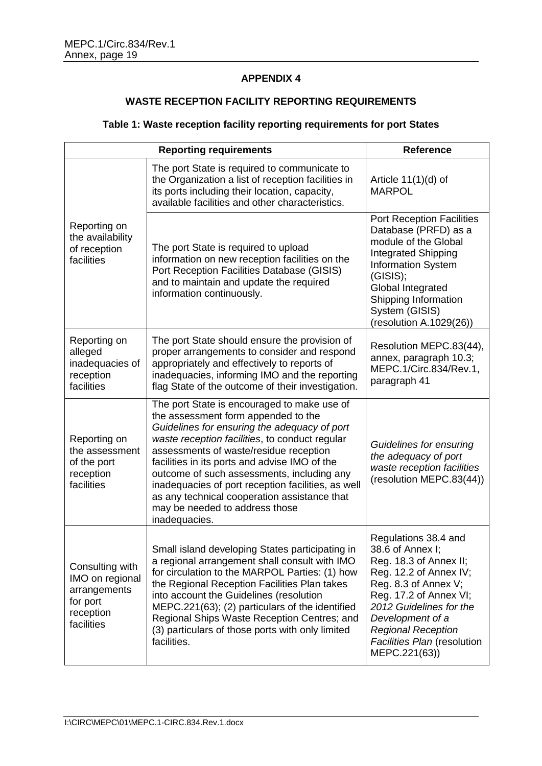## APPENDIX 4

## WASTE RECEPTION FACILITY REPORTING REQUIREMENTS

### Table 1: Waste reception facility reporting requirements for port States

| Reporting requirements | | Reference |
|---|---|---|
| Reporting on the availability of reception facilities | The port State is required to communicate to the Organization a list of reception facilities in its ports including their location, capacity, available facilities and other characteristics. | Article 11(1)(d) of MARPOL |
| | The port State is required to upload information on new reception facilities on the Port Reception Facilities Database (GISIS) and to maintain and update the required information continuously. | Port Reception Facilities Database (PRFD) as a module of the Global Integrated Shipping Information System (GISIS); Global Integrated Shipping Information System (GISIS) (resolution A.1029(26)) |
| Reporting on alleged inadequacies of reception facilities | The port State should ensure the provision of proper arrangements to consider and respond appropriately and effectively to reports of inadequacies, informing IMO and the reporting flag State of the outcome of their investigation. | Resolution MEPC.83(44), annex, paragraph 10.3; MEPC.1/Circ.834/Rev.1, paragraph 41 |
| Reporting on the assessment of the port reception facilities | The port State is encouraged to make use of the assessment form appended to the *Guidelines for ensuring the adequacy of port waste reception facilities*, to conduct regular assessments of waste/residue reception facilities in its ports and advise IMO of the outcome of such assessments, including any inadequacies of port reception facilities, as well as any technical cooperation assistance that may be needed to address those inadequacies. | *Guidelines for ensuring the adequacy of port waste reception facilities* (resolution MEPC.83(44)) |
| Consulting with IMO on regional arrangements for port reception facilities | Small island developing States participating in a regional arrangement shall consult with IMO for circulation to the MARPOL Parties: (1) how the Regional Reception Facilities Plan takes into account the Guidelines (resolution MEPC.221(63); (2) particulars of the identified Regional Ships Waste Reception Centres; and (3) particulars of those ports with only limited facilities. | Regulations 38.4 and 38.6 of Annex I; Reg. 18.3 of Annex II; Reg. 12.2 of Annex IV; Reg. 8.3 of Annex V; Reg. 17.2 of Annex VI; *2012 Guidelines for the Development of a Regional Reception Facilities Plan* (resolution MEPC.221(63)) |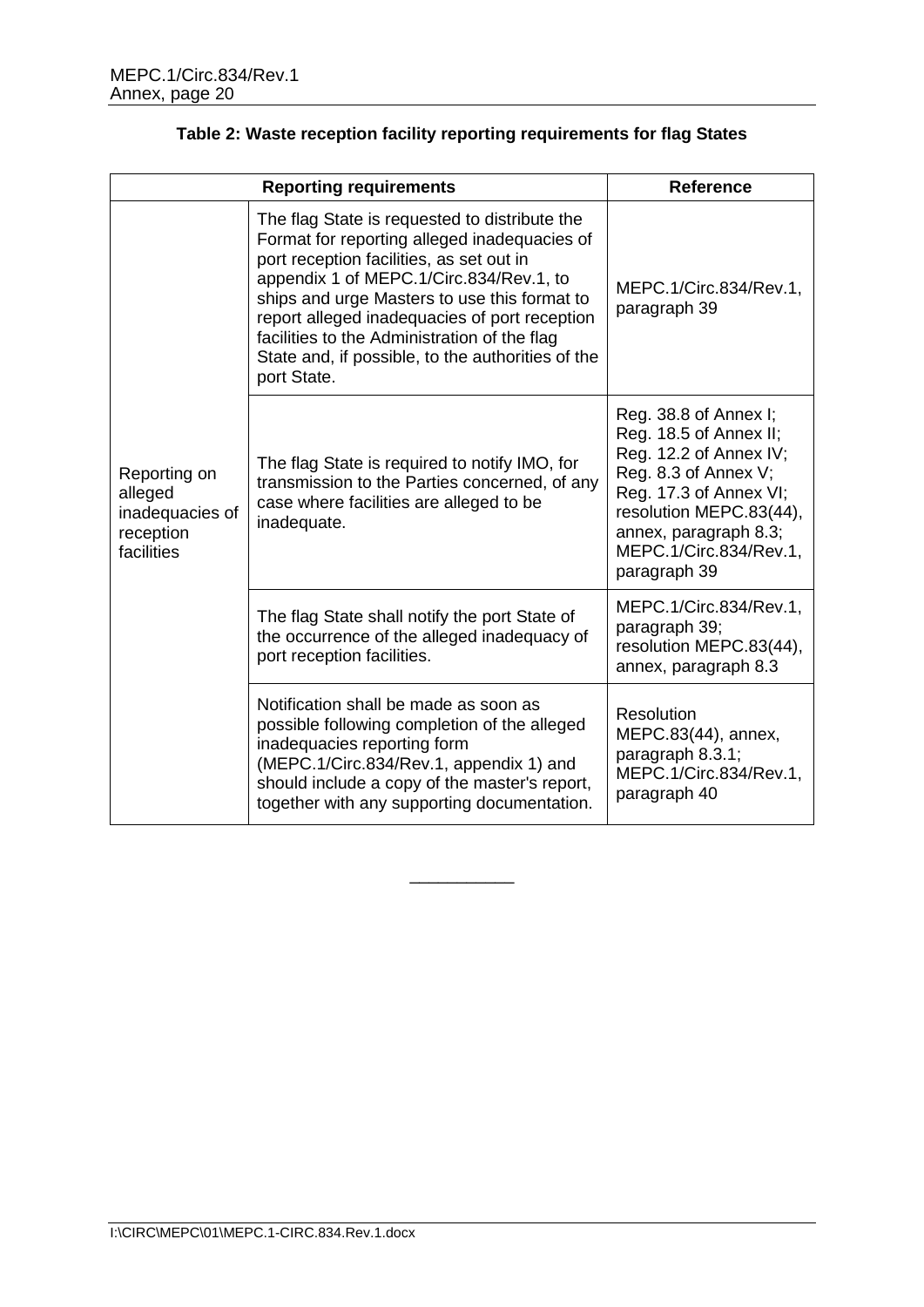**Table 2: Waste reception facility reporting requirements for flag States**

| Reporting requirements | | Reference |
|---|---|---|
| Reporting on alleged inadequacies of reception facilities | The flag State is requested to distribute the Format for reporting alleged inadequacies of port reception facilities, as set out in appendix 1 of MEPC.1/Circ.834/Rev.1, to ships and urge Masters to use this format to report alleged inadequacies of port reception facilities to the Administration of the flag State and, if possible, to the authorities of the port State. | MEPC.1/Circ.834/Rev.1, paragraph 39 |
| | The flag State is required to notify IMO, for transmission to the Parties concerned, of any case where facilities are alleged to be inadequate. | Reg. 38.8 of Annex I; Reg. 18.5 of Annex II; Reg. 12.2 of Annex IV; Reg. 8.3 of Annex V; Reg. 17.3 of Annex VI; resolution MEPC.83(44), annex, paragraph 8.3; MEPC.1/Circ.834/Rev.1, paragraph 39 |
| | The flag State shall notify the port State of the occurrence of the alleged inadequacy of port reception facilities. | MEPC.1/Circ.834/Rev.1, paragraph 39; resolution MEPC.83(44), annex, paragraph 8.3 |
| | Notification shall be made as soon as possible following completion of the alleged inadequacies reporting form (MEPC.1/Circ.834/Rev.1, appendix 1) and should include a copy of the master's report, together with any supporting documentation. | Resolution MEPC.83(44), annex, paragraph 8.3.1; MEPC.1/Circ.834/Rev.1, paragraph 40 |

___________